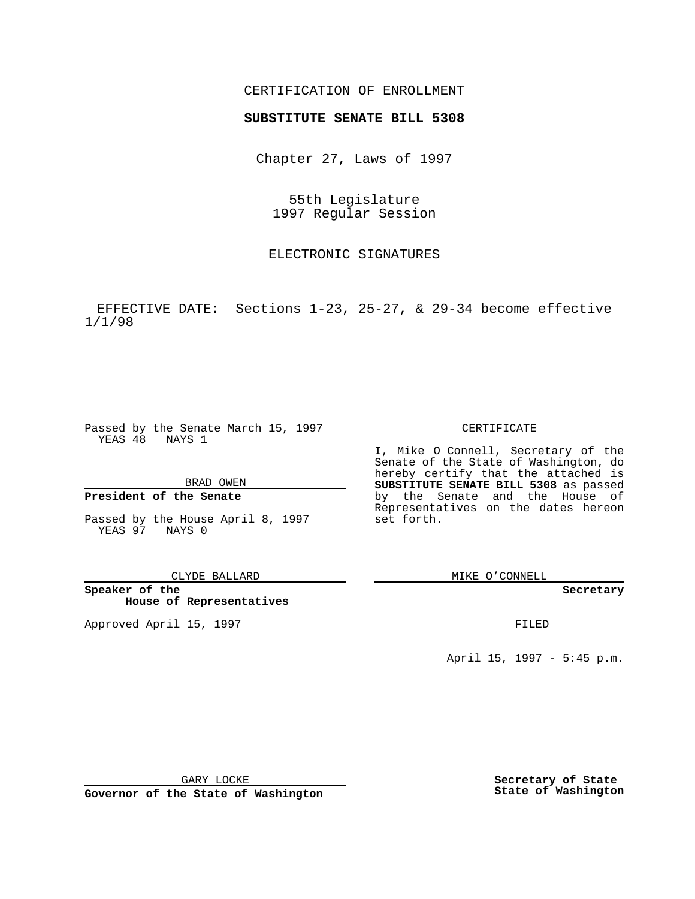CERTIFICATION OF ENROLLMENT

**SUBSTITUTE SENATE BILL 5308**

Chapter 27, Laws of 1997

55th Legislature
1997 Regular Session

ELECTRONIC SIGNATURES

EFFECTIVE DATE: Sections 1-23, 25-27, & 29-34 become effective 1/1/98

Passed by the Senate March 15, 1997
YEAS 48 NAYS 1

BRAD OWEN

**President of the Senate**

Passed by the House April 8, 1997
YEAS 97 NAYS 0

CLYDE BALLARD

**Speaker of the House of Representatives**

Approved April 15, 1997

GARY LOCKE

**Governor of the State of Washington**

CERTIFICATE

I, Mike O Connell, Secretary of the Senate of the State of Washington, do hereby certify that the attached is **SUBSTITUTE SENATE BILL 5308** as passed by the Senate and the House of Representatives on the dates hereon set forth.

MIKE O'CONNELL

**Secretary**

FILED

April 15, 1997 - 5:45 p.m.

**Secretary of State**
**State of Washington**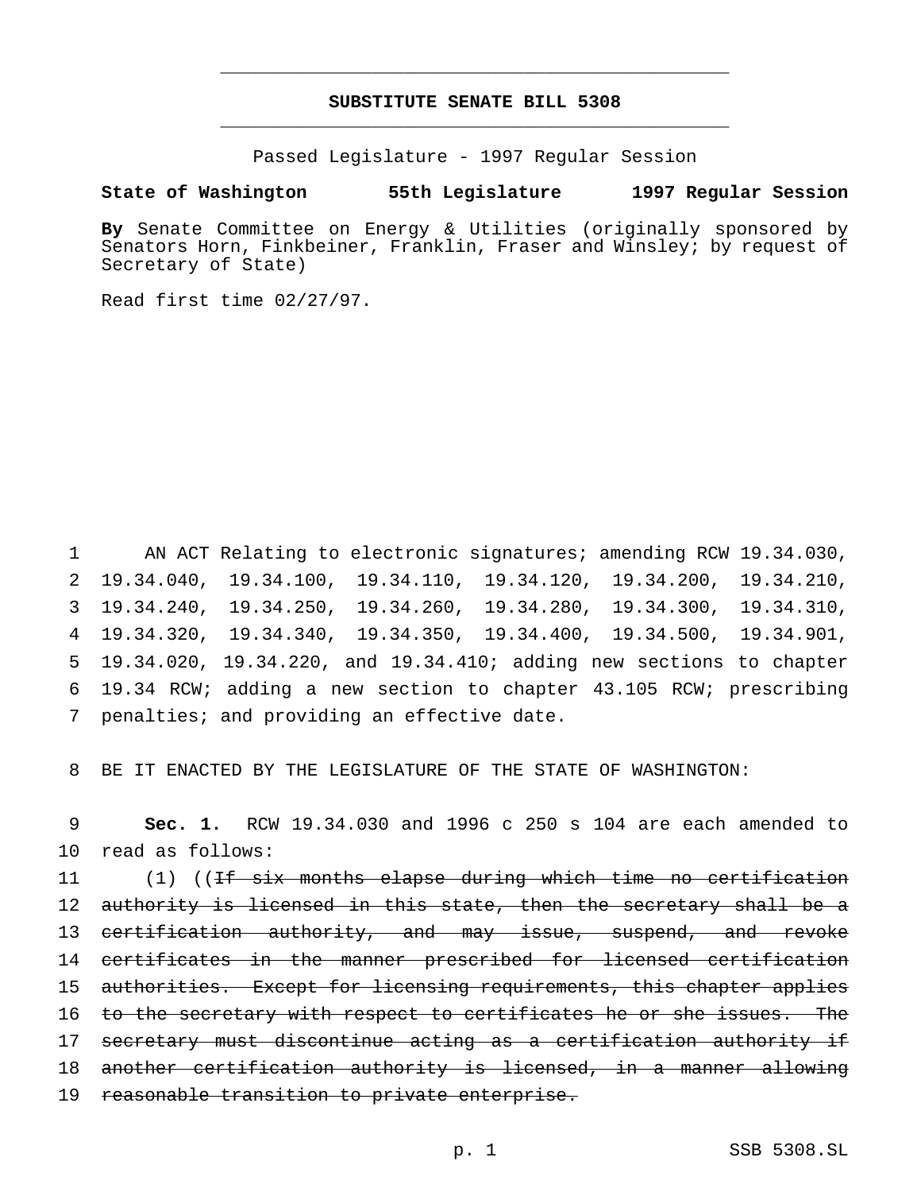# SUBSTITUTE SENATE BILL 5308

Passed Legislature - 1997 Regular Session

**State of Washington 55th Legislature 1997 Regular Session**

**By** Senate Committee on Energy & Utilities (originally sponsored by Senators Horn, Finkbeiner, Franklin, Fraser and Winsley; by request of Secretary of State)

Read first time 02/27/97.

AN ACT Relating to electronic signatures; amending RCW 19.34.030, 19.34.040, 19.34.100, 19.34.110, 19.34.120, 19.34.200, 19.34.210, 19.34.240, 19.34.250, 19.34.260, 19.34.280, 19.34.300, 19.34.310, 19.34.320, 19.34.340, 19.34.350, 19.34.400, 19.34.500, 19.34.901, 19.34.020, 19.34.220, and 19.34.410; adding new sections to chapter 19.34 RCW; adding a new section to chapter 43.105 RCW; prescribing penalties; and providing an effective date.

BE IT ENACTED BY THE LEGISLATURE OF THE STATE OF WASHINGTON:

**Sec. 1.** RCW 19.34.030 and 1996 c 250 s 104 are each amended to read as follows:

(1) ((~~If six months elapse during which time no certification authority is licensed in this state, then the secretary shall be a certification authority, and may issue, suspend, and revoke certificates in the manner prescribed for licensed certification authorities. Except for licensing requirements, this chapter applies to the secretary with respect to certificates he or she issues. The secretary must discontinue acting as a certification authority if another certification authority is licensed, in a manner allowing reasonable transition to private enterprise.~~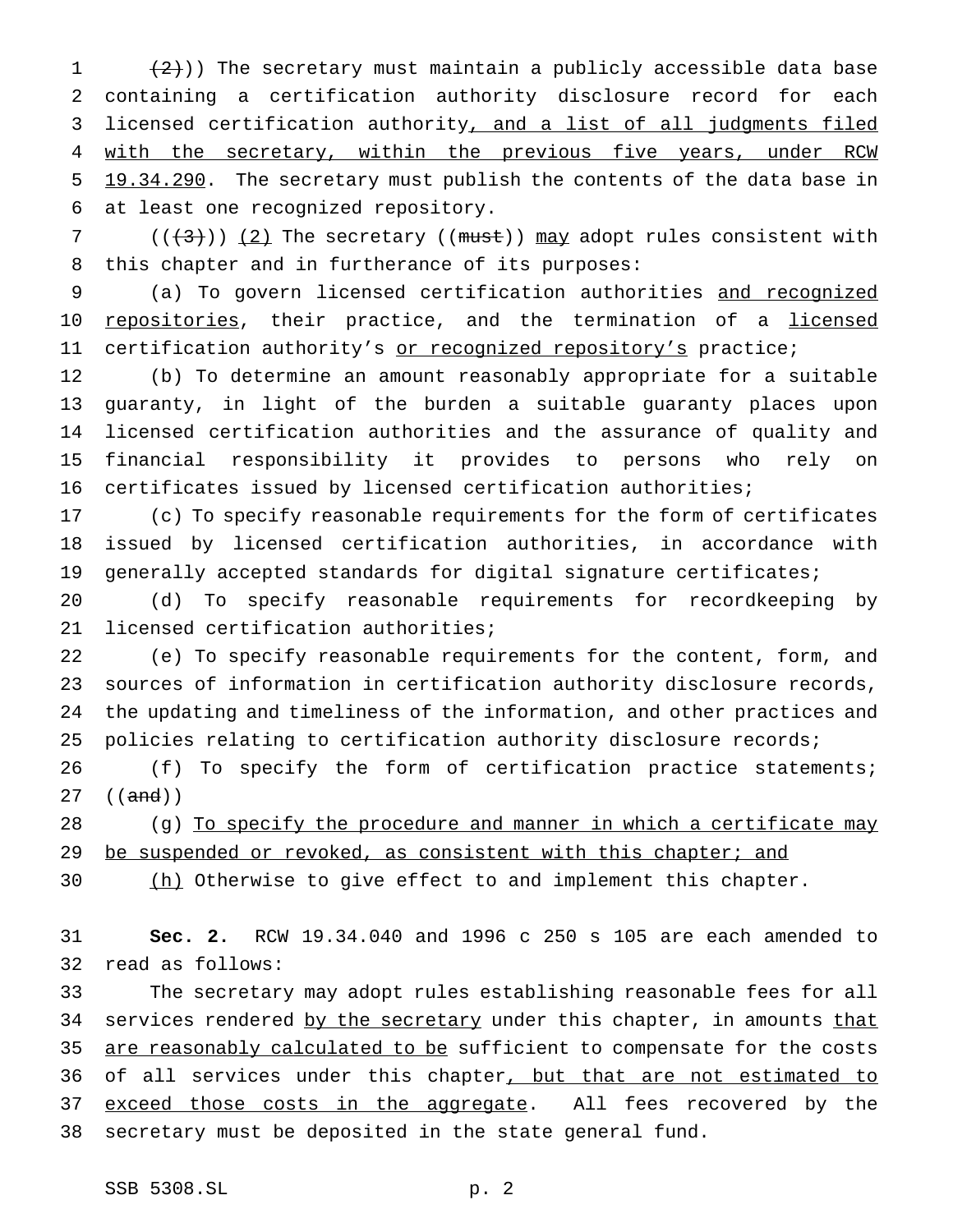(((2))) The secretary must maintain a publicly accessible data base containing a certification authority disclosure record for each licensed certification authority, and a list of all judgments filed with the secretary, within the previous five years, under RCW 19.34.290. The secretary must publish the contents of the data base in at least one recognized repository.

(((3))) (2) The secretary ((must)) may adopt rules consistent with this chapter and in furtherance of its purposes:

(a) To govern licensed certification authorities and recognized repositories, their practice, and the termination of a licensed certification authority's or recognized repository's practice;

(b) To determine an amount reasonably appropriate for a suitable guaranty, in light of the burden a suitable guaranty places upon licensed certification authorities and the assurance of quality and financial responsibility it provides to persons who rely on certificates issued by licensed certification authorities;

(c) To specify reasonable requirements for the form of certificates issued by licensed certification authorities, in accordance with generally accepted standards for digital signature certificates;

(d) To specify reasonable requirements for recordkeeping by licensed certification authorities;

(e) To specify reasonable requirements for the content, form, and sources of information in certification authority disclosure records, the updating and timeliness of the information, and other practices and policies relating to certification authority disclosure records;

(f) To specify the form of certification practice statements; ((and))

(g) To specify the procedure and manner in which a certificate may be suspended or revoked, as consistent with this chapter; and

(h) Otherwise to give effect to and implement this chapter.

**Sec. 2.** RCW 19.34.040 and 1996 c 250 s 105 are each amended to read as follows:

The secretary may adopt rules establishing reasonable fees for all services rendered by the secretary under this chapter, in amounts that are reasonably calculated to be sufficient to compensate for the costs of all services under this chapter, but that are not estimated to exceed those costs in the aggregate. All fees recovered by the secretary must be deposited in the state general fund.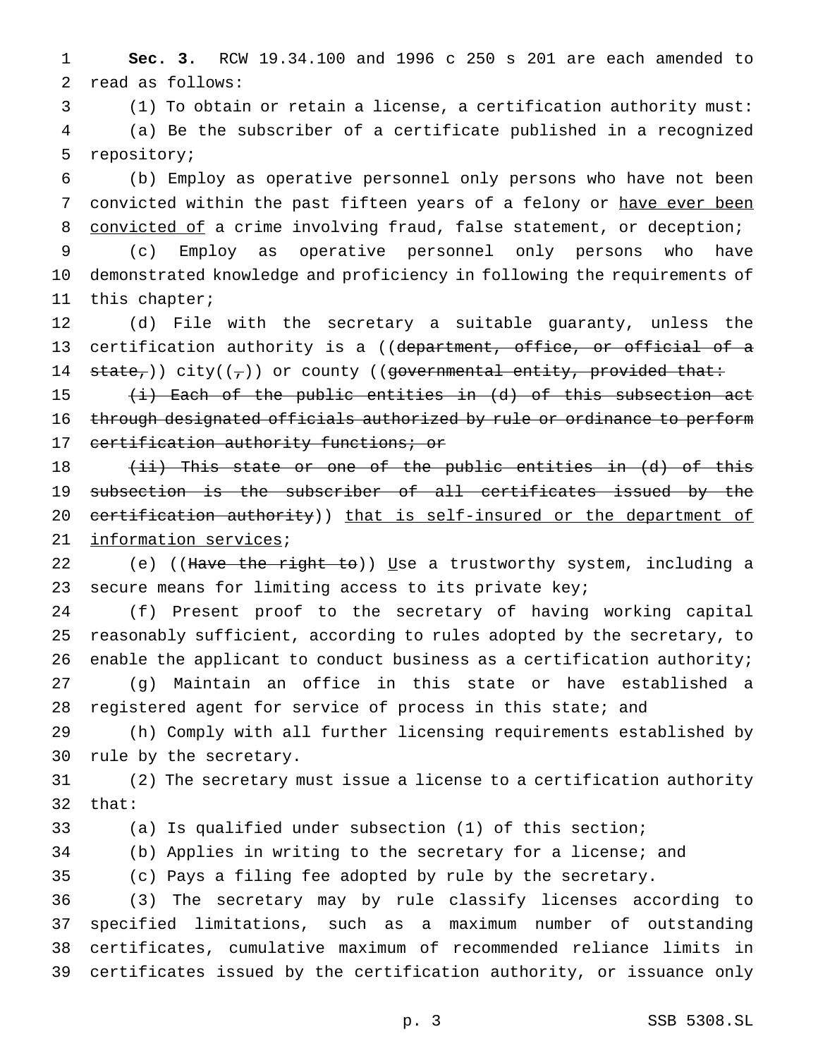**Sec. 3.** RCW 19.34.100 and 1996 c 250 s 201 are each amended to read as follows:

(1) To obtain or retain a license, a certification authority must:

(a) Be the subscriber of a certificate published in a recognized repository;

(b) Employ as operative personnel only persons who have not been convicted within the past fifteen years of a felony or <u>have ever been convicted of</u> a crime involving fraud, false statement, or deception;

(c) Employ as operative personnel only persons who have demonstrated knowledge and proficiency in following the requirements of this chapter;

(d) File with the secretary a suitable guaranty, unless the certification authority is a ((~~department, office, or official of a state,~~)) city((~~,~~)) or county ((~~governmental entity, provided that:~~

~~(i) Each of the public entities in (d) of this subsection act through designated officials authorized by rule or ordinance to perform certification authority functions; or~~

~~(ii) This state or one of the public entities in (d) of this subsection is the subscriber of all certificates issued by the certification authority~~)) <u>that is self-insured or the department of information services</u>;

(e) ((~~Have the right to~~)) <u>U</u>se a trustworthy system, including a secure means for limiting access to its private key;

(f) Present proof to the secretary of having working capital reasonably sufficient, according to rules adopted by the secretary, to enable the applicant to conduct business as a certification authority;

(g) Maintain an office in this state or have established a registered agent for service of process in this state; and

(h) Comply with all further licensing requirements established by rule by the secretary.

(2) The secretary must issue a license to a certification authority that:

(a) Is qualified under subsection (1) of this section;

(b) Applies in writing to the secretary for a license; and

(c) Pays a filing fee adopted by rule by the secretary.

(3) The secretary may by rule classify licenses according to specified limitations, such as a maximum number of outstanding certificates, cumulative maximum of recommended reliance limits in certificates issued by the certification authority, or issuance only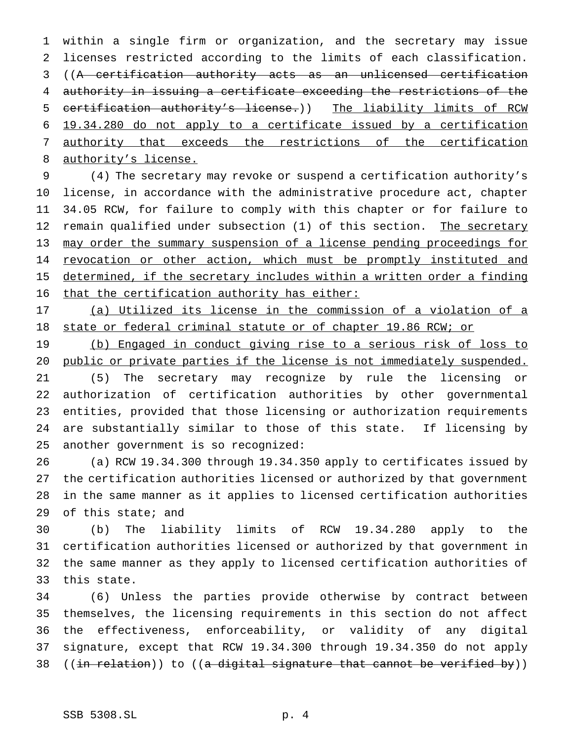within a single firm or organization, and the secretary may issue licenses restricted according to the limits of each classification. ((~~A certification authority acts as an unlicensed certification authority in issuing a certificate exceeding the restrictions of the certification authority's license.~~)) <u>The liability limits of RCW 19.34.280 do not apply to a certificate issued by a certification authority that exceeds the restrictions of the certification authority's license.</u>

(4) The secretary may revoke or suspend a certification authority's license, in accordance with the administrative procedure act, chapter 34.05 RCW, for failure to comply with this chapter or for failure to remain qualified under subsection (1) of this section. <u>The secretary may order the summary suspension of a license pending proceedings for revocation or other action, which must be promptly instituted and determined, if the secretary includes within a written order a finding that the certification authority has either:</u>

<u>(a) Utilized its license in the commission of a violation of a state or federal criminal statute or of chapter 19.86 RCW; or</u>

<u>(b) Engaged in conduct giving rise to a serious risk of loss to public or private parties if the license is not immediately suspended.</u>

(5) The secretary may recognize by rule the licensing or authorization of certification authorities by other governmental entities, provided that those licensing or authorization requirements are substantially similar to those of this state. If licensing by another government is so recognized:

(a) RCW 19.34.300 through 19.34.350 apply to certificates issued by the certification authorities licensed or authorized by that government in the same manner as it applies to licensed certification authorities of this state; and

(b) The liability limits of RCW 19.34.280 apply to the certification authorities licensed or authorized by that government in the same manner as they apply to licensed certification authorities of this state.

(6) Unless the parties provide otherwise by contract between themselves, the licensing requirements in this section do not affect the effectiveness, enforceability, or validity of any digital signature, except that RCW 19.34.300 through 19.34.350 do not apply ((~~in relation~~)) to ((~~a digital signature that cannot be verified by~~))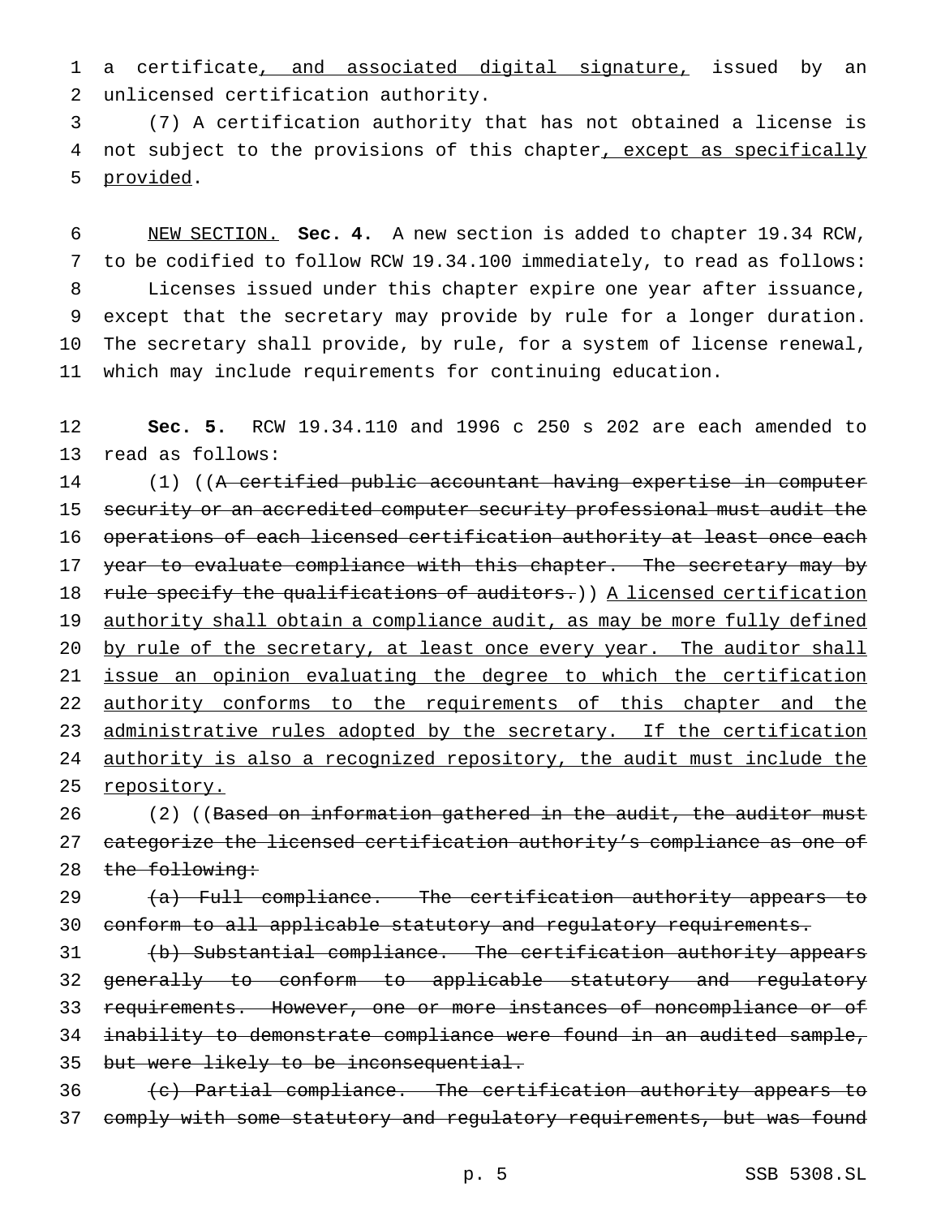a certificate, and associated digital signature, issued by an unlicensed certification authority.

(7) A certification authority that has not obtained a license is not subject to the provisions of this chapter, except as specifically provided.

NEW SECTION. **Sec. 4.** A new section is added to chapter 19.34 RCW, to be codified to follow RCW 19.34.100 immediately, to read as follows:

Licenses issued under this chapter expire one year after issuance, except that the secretary may provide by rule for a longer duration. The secretary shall provide, by rule, for a system of license renewal, which may include requirements for continuing education.

**Sec. 5.** RCW 19.34.110 and 1996 c 250 s 202 are each amended to read as follows:

(1) ((~~A certified public accountant having expertise in computer security or an accredited computer security professional must audit the operations of each licensed certification authority at least once each year to evaluate compliance with this chapter. The secretary may by rule specify the qualifications of auditors.~~)) A licensed certification authority shall obtain a compliance audit, as may be more fully defined by rule of the secretary, at least once every year. The auditor shall issue an opinion evaluating the degree to which the certification authority conforms to the requirements of this chapter and the administrative rules adopted by the secretary. If the certification authority is also a recognized repository, the audit must include the repository.

(2) ((~~Based on information gathered in the audit, the auditor must categorize the licensed certification authority's compliance as one of the following:~~

~~(a) Full compliance. The certification authority appears to conform to all applicable statutory and regulatory requirements.~~

~~(b) Substantial compliance. The certification authority appears generally to conform to applicable statutory and regulatory requirements. However, one or more instances of noncompliance or of inability to demonstrate compliance were found in an audited sample, but were likely to be inconsequential.~~

~~(c) Partial compliance. The certification authority appears to comply with some statutory and regulatory requirements, but was found~~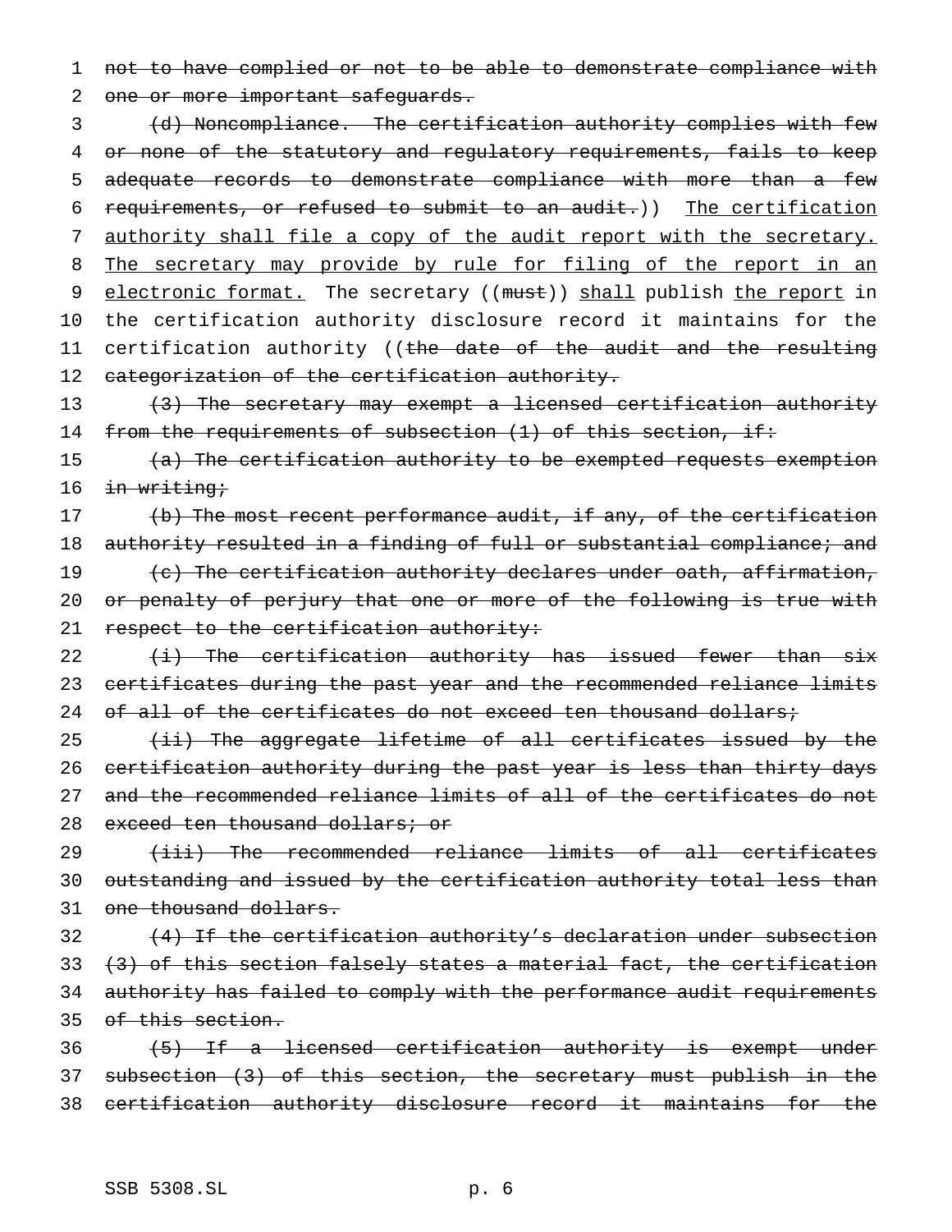~~not to have complied or not to be able to demonstrate compliance with one or more important safeguards.~~

~~(d) Noncompliance. The certification authority complies with few or none of the statutory and regulatory requirements, fails to keep adequate records to demonstrate compliance with more than a few requirements, or refused to submit to an audit.~~)) <u>The certification authority shall file a copy of the audit report with the secretary. The secretary may provide by rule for filing of the report in an electronic format.</u> The secretary ((~~must~~)) <u>shall</u> publish <u>the report</u> in the certification authority disclosure record it maintains for the certification authority ((~~the date of the audit and the resulting categorization of the certification authority.~~

~~(3) The secretary may exempt a licensed certification authority from the requirements of subsection (1) of this section, if:~~

~~(a) The certification authority to be exempted requests exemption in writing;~~

~~(b) The most recent performance audit, if any, of the certification authority resulted in a finding of full or substantial compliance; and~~

~~(c) The certification authority declares under oath, affirmation, or penalty of perjury that one or more of the following is true with respect to the certification authority:~~

~~(i) The certification authority has issued fewer than six certificates during the past year and the recommended reliance limits of all of the certificates do not exceed ten thousand dollars;~~

~~(ii) The aggregate lifetime of all certificates issued by the certification authority during the past year is less than thirty days and the recommended reliance limits of all of the certificates do not exceed ten thousand dollars; or~~

~~(iii) The recommended reliance limits of all certificates outstanding and issued by the certification authority total less than one thousand dollars.~~

~~(4) If the certification authority's declaration under subsection (3) of this section falsely states a material fact, the certification authority has failed to comply with the performance audit requirements of this section.~~

~~(5) If a licensed certification authority is exempt under subsection (3) of this section, the secretary must publish in the certification authority disclosure record it maintains for the~~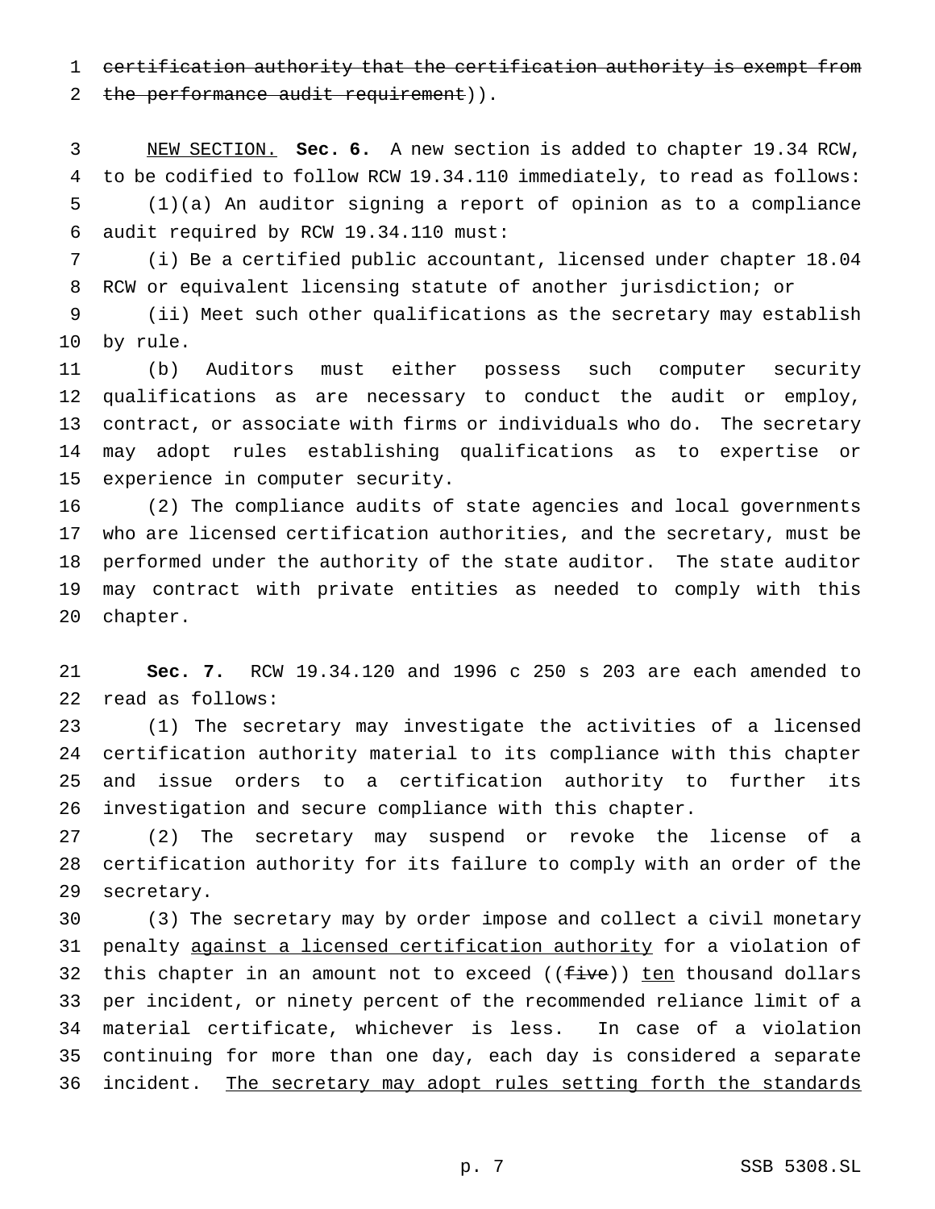~~certification authority that the certification authority is exempt from the performance audit requirement~~)).

NEW SECTION. **Sec. 6.** A new section is added to chapter 19.34 RCW, to be codified to follow RCW 19.34.110 immediately, to read as follows:

(1)(a) An auditor signing a report of opinion as to a compliance audit required by RCW 19.34.110 must:

(i) Be a certified public accountant, licensed under chapter 18.04 RCW or equivalent licensing statute of another jurisdiction; or

(ii) Meet such other qualifications as the secretary may establish by rule.

(b) Auditors must either possess such computer security qualifications as are necessary to conduct the audit or employ, contract, or associate with firms or individuals who do. The secretary may adopt rules establishing qualifications as to expertise or experience in computer security.

(2) The compliance audits of state agencies and local governments who are licensed certification authorities, and the secretary, must be performed under the authority of the state auditor. The state auditor may contract with private entities as needed to comply with this chapter.

**Sec. 7.** RCW 19.34.120 and 1996 c 250 s 203 are each amended to read as follows:

(1) The secretary may investigate the activities of a licensed certification authority material to its compliance with this chapter and issue orders to a certification authority to further its investigation and secure compliance with this chapter.

(2) The secretary may suspend or revoke the license of a certification authority for its failure to comply with an order of the secretary.

(3) The secretary may by order impose and collect a civil monetary penalty <u>against a licensed certification authority</u> for a violation of this chapter in an amount not to exceed ((~~five~~)) <u>ten</u> thousand dollars per incident, or ninety percent of the recommended reliance limit of a material certificate, whichever is less. In case of a violation continuing for more than one day, each day is considered a separate incident. <u>The secretary may adopt rules setting forth the standards</u>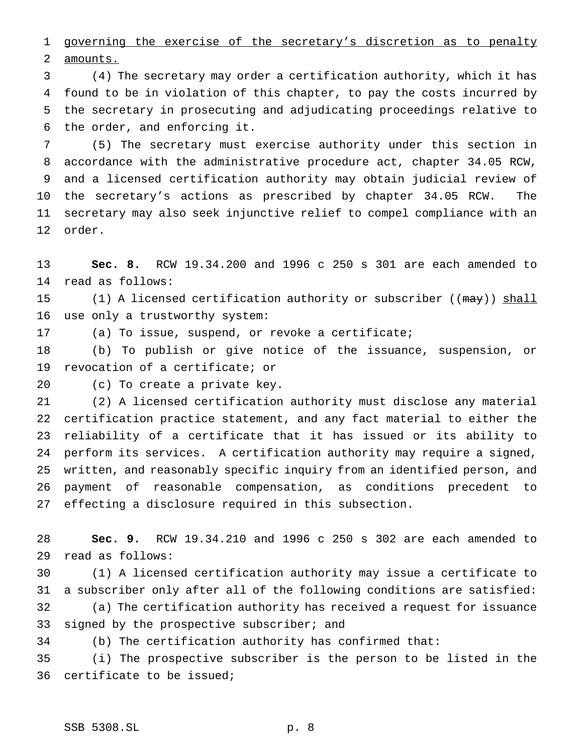governing the exercise of the secretary's discretion as to penalty amounts.

(4) The secretary may order a certification authority, which it has found to be in violation of this chapter, to pay the costs incurred by the secretary in prosecuting and adjudicating proceedings relative to the order, and enforcing it.

(5) The secretary must exercise authority under this section in accordance with the administrative procedure act, chapter 34.05 RCW, and a licensed certification authority may obtain judicial review of the secretary's actions as prescribed by chapter 34.05 RCW. The secretary may also seek injunctive relief to compel compliance with an order.

**Sec. 8.** RCW 19.34.200 and 1996 c 250 s 301 are each amended to read as follows:

(1) A licensed certification authority or subscriber ((~~may~~)) shall use only a trustworthy system:

(a) To issue, suspend, or revoke a certificate;

(b) To publish or give notice of the issuance, suspension, or revocation of a certificate; or

(c) To create a private key.

(2) A licensed certification authority must disclose any material certification practice statement, and any fact material to either the reliability of a certificate that it has issued or its ability to perform its services. A certification authority may require a signed, written, and reasonably specific inquiry from an identified person, and payment of reasonable compensation, as conditions precedent to effecting a disclosure required in this subsection.

**Sec. 9.** RCW 19.34.210 and 1996 c 250 s 302 are each amended to read as follows:

(1) A licensed certification authority may issue a certificate to a subscriber only after all of the following conditions are satisfied:

(a) The certification authority has received a request for issuance signed by the prospective subscriber; and

(b) The certification authority has confirmed that:

(i) The prospective subscriber is the person to be listed in the certificate to be issued;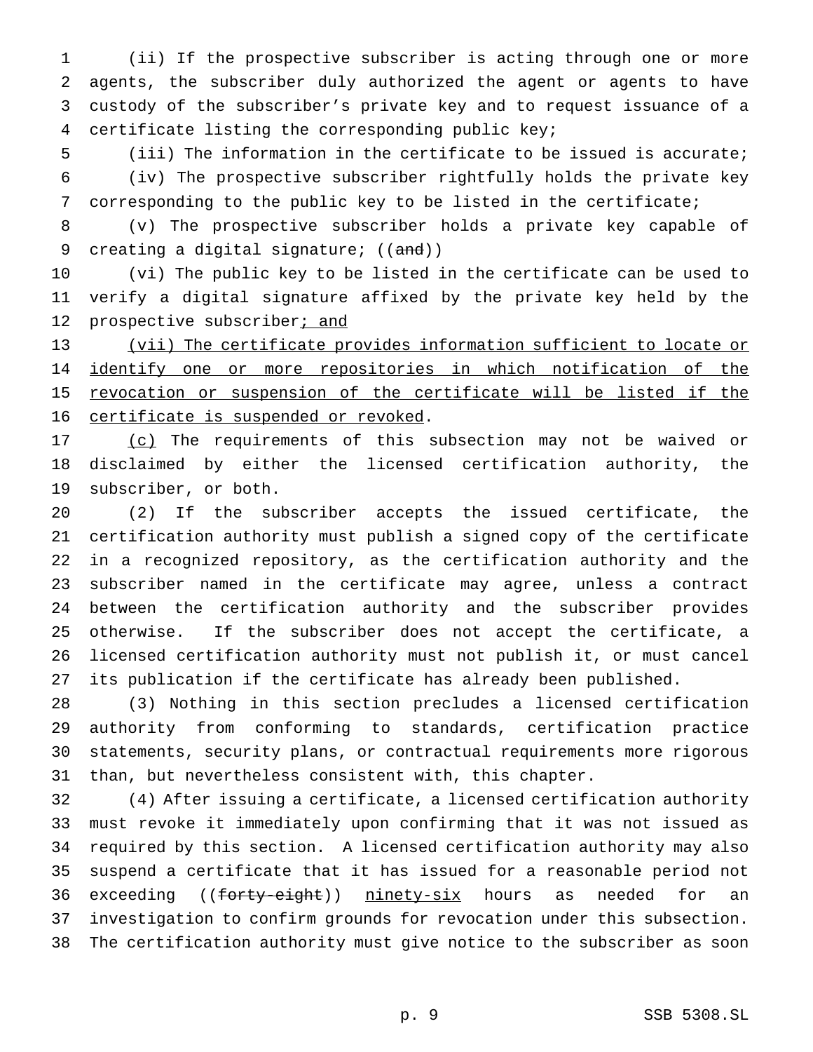(ii) If the prospective subscriber is acting through one or more agents, the subscriber duly authorized the agent or agents to have custody of the subscriber's private key and to request issuance of a certificate listing the corresponding public key;

(iii) The information in the certificate to be issued is accurate;

(iv) The prospective subscriber rightfully holds the private key corresponding to the public key to be listed in the certificate;

(v) The prospective subscriber holds a private key capable of creating a digital signature; ((~~and~~))

(vi) The public key to be listed in the certificate can be used to verify a digital signature affixed by the private key held by the prospective subscriber<u>; and</u>

<u>(vii) The certificate provides information sufficient to locate or identify one or more repositories in which notification of the revocation or suspension of the certificate will be listed if the certificate is suspended or revoked</u>.

<u>(c)</u> The requirements of this subsection may not be waived or disclaimed by either the licensed certification authority, the subscriber, or both.

(2) If the subscriber accepts the issued certificate, the certification authority must publish a signed copy of the certificate in a recognized repository, as the certification authority and the subscriber named in the certificate may agree, unless a contract between the certification authority and the subscriber provides otherwise. If the subscriber does not accept the certificate, a licensed certification authority must not publish it, or must cancel its publication if the certificate has already been published.

(3) Nothing in this section precludes a licensed certification authority from conforming to standards, certification practice statements, security plans, or contractual requirements more rigorous than, but nevertheless consistent with, this chapter.

(4) After issuing a certificate, a licensed certification authority must revoke it immediately upon confirming that it was not issued as required by this section. A licensed certification authority may also suspend a certificate that it has issued for a reasonable period not exceeding ((~~forty-eight~~)) <u>ninety-six</u> hours as needed for an investigation to confirm grounds for revocation under this subsection. The certification authority must give notice to the subscriber as soon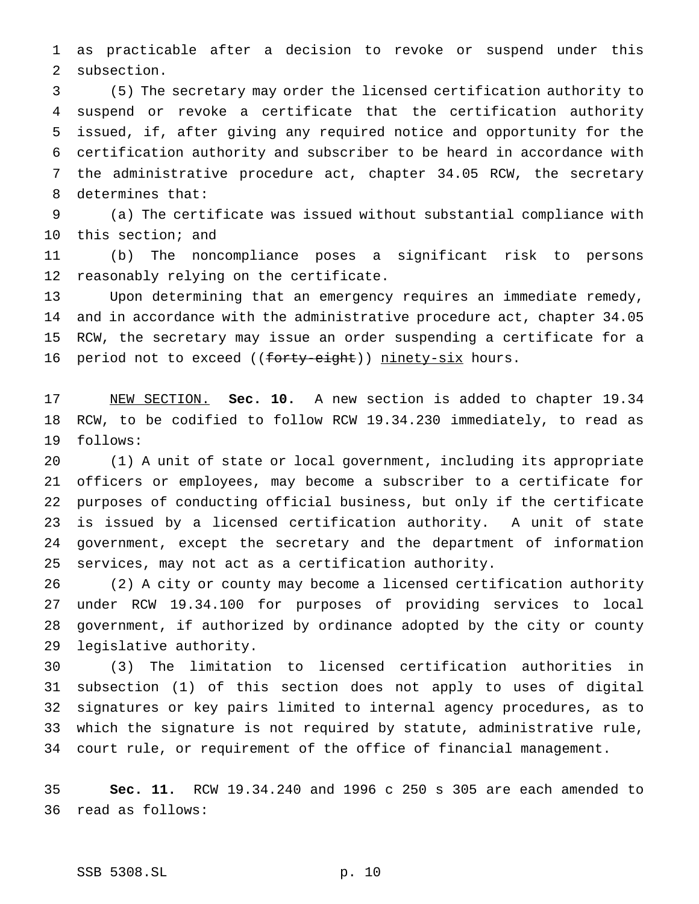as practicable after a decision to revoke or suspend under this subsection.

(5) The secretary may order the licensed certification authority to suspend or revoke a certificate that the certification authority issued, if, after giving any required notice and opportunity for the certification authority and subscriber to be heard in accordance with the administrative procedure act, chapter 34.05 RCW, the secretary determines that:

(a) The certificate was issued without substantial compliance with this section; and

(b) The noncompliance poses a significant risk to persons reasonably relying on the certificate.

Upon determining that an emergency requires an immediate remedy, and in accordance with the administrative procedure act, chapter 34.05 RCW, the secretary may issue an order suspending a certificate for a period not to exceed ((~~forty-eight~~)) <u>ninety-six</u> hours.

<u>NEW SECTION.</u> **Sec. 10.** A new section is added to chapter 19.34 RCW, to be codified to follow RCW 19.34.230 immediately, to read as follows:

(1) A unit of state or local government, including its appropriate officers or employees, may become a subscriber to a certificate for purposes of conducting official business, but only if the certificate is issued by a licensed certification authority. A unit of state government, except the secretary and the department of information services, may not act as a certification authority.

(2) A city or county may become a licensed certification authority under RCW 19.34.100 for purposes of providing services to local government, if authorized by ordinance adopted by the city or county legislative authority.

(3) The limitation to licensed certification authorities in subsection (1) of this section does not apply to uses of digital signatures or key pairs limited to internal agency procedures, as to which the signature is not required by statute, administrative rule, court rule, or requirement of the office of financial management.

**Sec. 11.** RCW 19.34.240 and 1996 c 250 s 305 are each amended to read as follows: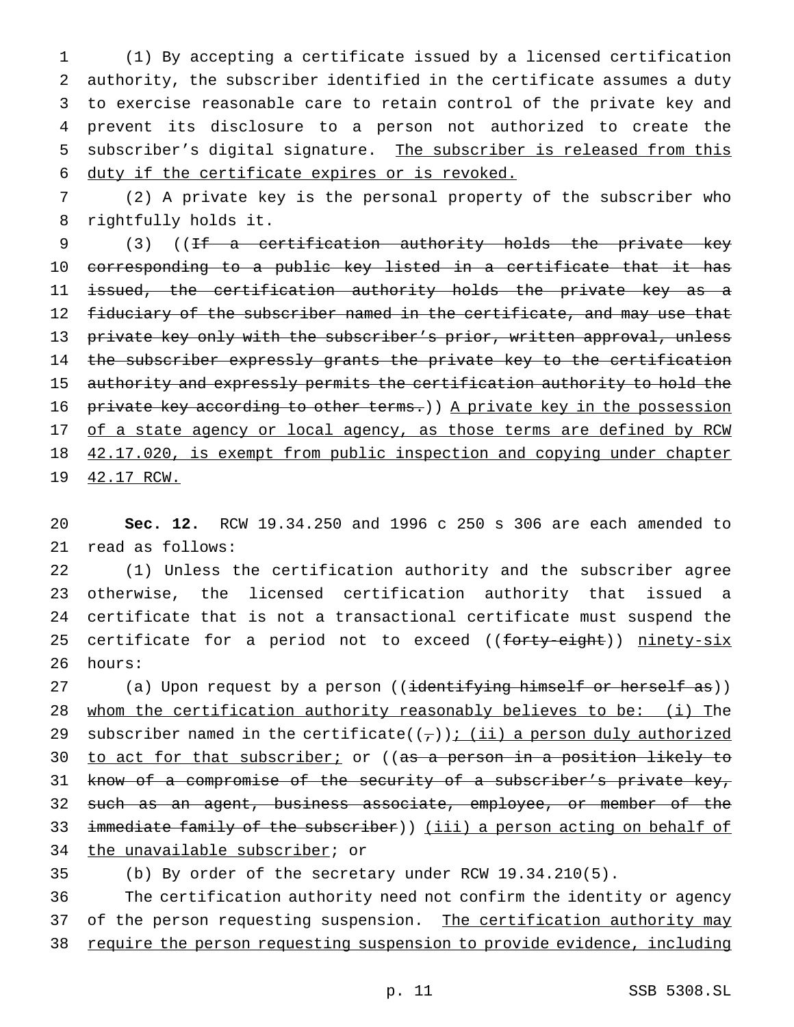(1) By accepting a certificate issued by a licensed certification authority, the subscriber identified in the certificate assumes a duty to exercise reasonable care to retain control of the private key and prevent its disclosure to a person not authorized to create the subscriber's digital signature. The subscriber is released from this duty if the certificate expires or is revoked.

(2) A private key is the personal property of the subscriber who rightfully holds it.

(3) ((If a certification authority holds the private key corresponding to a public key listed in a certificate that it has issued, the certification authority holds the private key as a fiduciary of the subscriber named in the certificate, and may use that private key only with the subscriber's prior, written approval, unless the subscriber expressly grants the private key to the certification authority and expressly permits the certification authority to hold the private key according to other terms.)) A private key in the possession of a state agency or local agency, as those terms are defined by RCW 42.17.020, is exempt from public inspection and copying under chapter 42.17 RCW.

**Sec. 12.** RCW 19.34.250 and 1996 c 250 s 306 are each amended to read as follows:

(1) Unless the certification authority and the subscriber agree otherwise, the licensed certification authority that issued a certificate that is not a transactional certificate must suspend the certificate for a period not to exceed ((forty-eight)) ninety-six hours:

(a) Upon request by a person ((identifying himself or herself as)) whom the certification authority reasonably believes to be: (i) The subscriber named in the certificate((,)); (ii) a person duly authorized to act for that subscriber; or ((as a person in a position likely to know of a compromise of the security of a subscriber's private key, such as an agent, business associate, employee, or member of the immediate family of the subscriber)) (iii) a person acting on behalf of the unavailable subscriber; or

(b) By order of the secretary under RCW 19.34.210(5).

The certification authority need not confirm the identity or agency of the person requesting suspension. The certification authority may require the person requesting suspension to provide evidence, including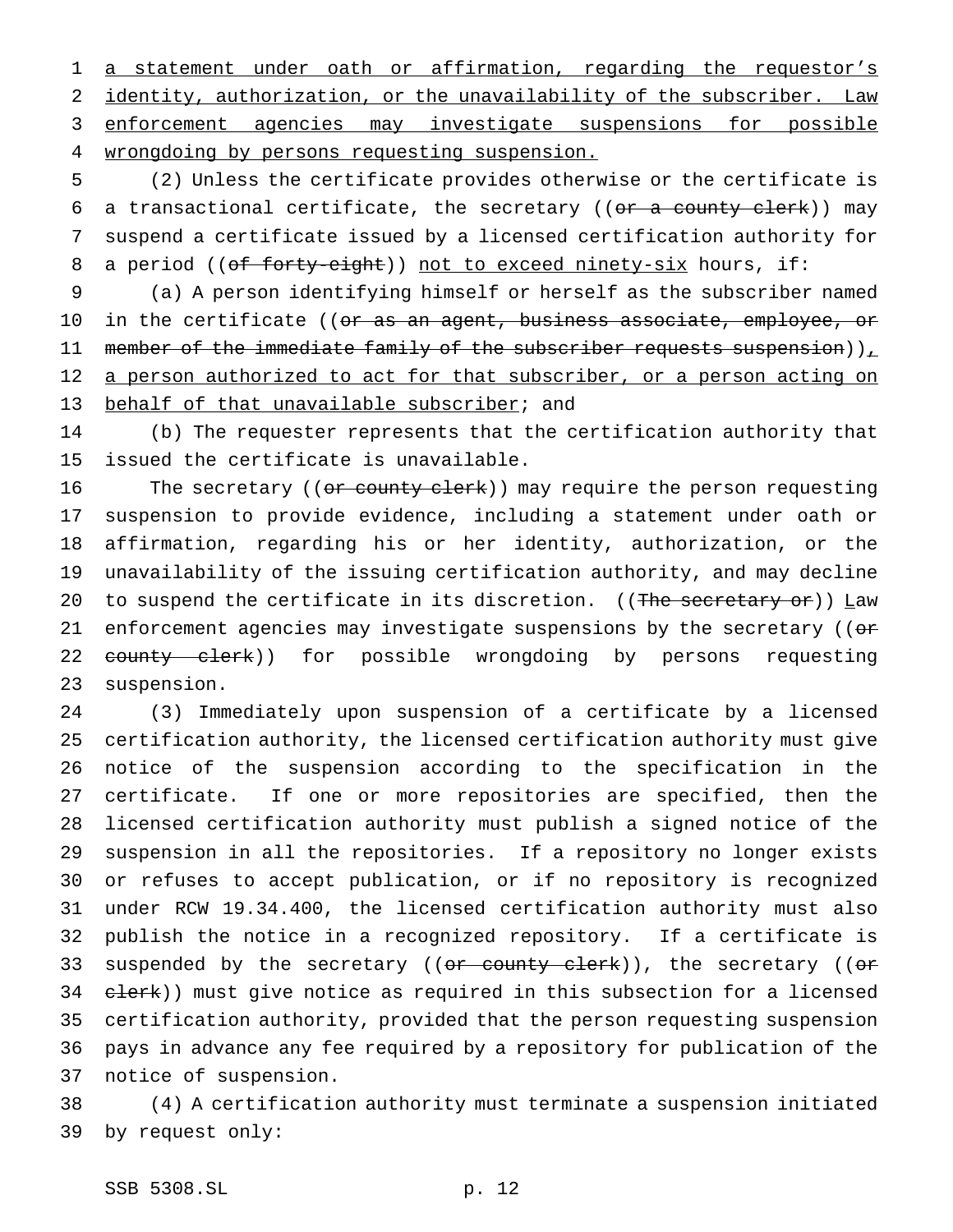a statement under oath or affirmation, regarding the requestor's identity, authorization, or the unavailability of the subscriber. Law enforcement agencies may investigate suspensions for possible wrongdoing by persons requesting suspension.

(2) Unless the certificate provides otherwise or the certificate is a transactional certificate, the secretary ((~~or a county clerk~~)) may suspend a certificate issued by a licensed certification authority for a period ((~~of forty-eight~~)) not to exceed ninety-six hours, if:

(a) A person identifying himself or herself as the subscriber named in the certificate ((~~or as an agent, business associate, employee, or member of the immediate family of the subscriber requests suspension~~)), a person authorized to act for that subscriber, or a person acting on behalf of that unavailable subscriber; and

(b) The requester represents that the certification authority that issued the certificate is unavailable.

The secretary ((~~or county clerk~~)) may require the person requesting suspension to provide evidence, including a statement under oath or affirmation, regarding his or her identity, authorization, or the unavailability of the issuing certification authority, and may decline to suspend the certificate in its discretion. ((~~The secretary or~~)) Law enforcement agencies may investigate suspensions by the secretary ((~~or county clerk~~)) for possible wrongdoing by persons requesting suspension.

(3) Immediately upon suspension of a certificate by a licensed certification authority, the licensed certification authority must give notice of the suspension according to the specification in the certificate. If one or more repositories are specified, then the licensed certification authority must publish a signed notice of the suspension in all the repositories. If a repository no longer exists or refuses to accept publication, or if no repository is recognized under RCW 19.34.400, the licensed certification authority must also publish the notice in a recognized repository. If a certificate is suspended by the secretary ((~~or county clerk~~)), the secretary ((~~or clerk~~)) must give notice as required in this subsection for a licensed certification authority, provided that the person requesting suspension pays in advance any fee required by a repository for publication of the notice of suspension.

(4) A certification authority must terminate a suspension initiated by request only: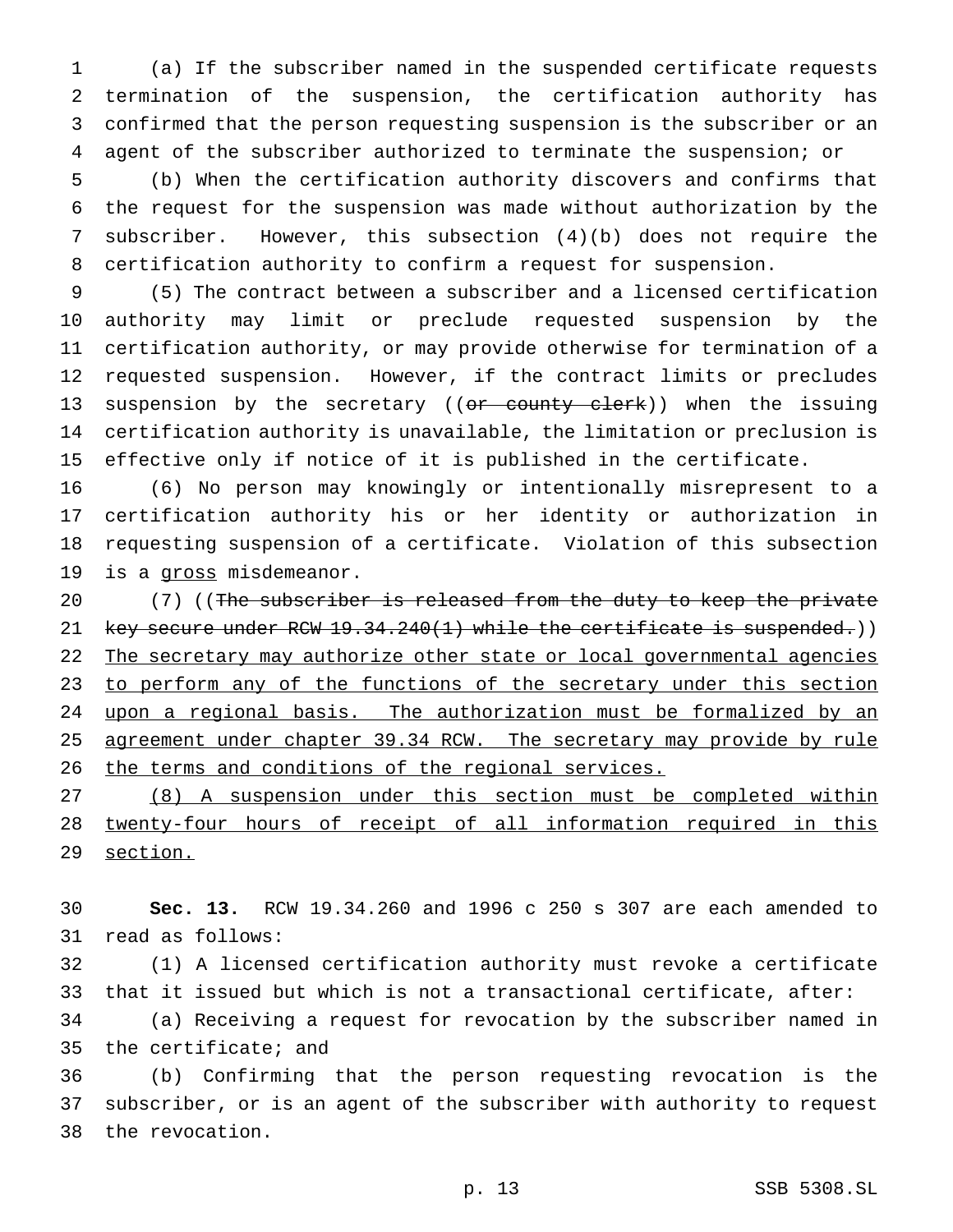(a) If the subscriber named in the suspended certificate requests termination of the suspension, the certification authority has confirmed that the person requesting suspension is the subscriber or an agent of the subscriber authorized to terminate the suspension; or

(b) When the certification authority discovers and confirms that the request for the suspension was made without authorization by the subscriber. However, this subsection (4)(b) does not require the certification authority to confirm a request for suspension.

(5) The contract between a subscriber and a licensed certification authority may limit or preclude requested suspension by the certification authority, or may provide otherwise for termination of a requested suspension. However, if the contract limits or precludes suspension by the secretary ((~~or county clerk~~)) when the issuing certification authority is unavailable, the limitation or preclusion is effective only if notice of it is published in the certificate.

(6) No person may knowingly or intentionally misrepresent to a certification authority his or her identity or authorization in requesting suspension of a certificate. Violation of this subsection is a <u>gross</u> misdemeanor.

(7) ((~~The subscriber is released from the duty to keep the private key secure under RCW 19.34.240(1) while the certificate is suspended.~~)) <u>The secretary may authorize other state or local governmental agencies to perform any of the functions of the secretary under this section upon a regional basis. The authorization must be formalized by an agreement under chapter 39.34 RCW. The secretary may provide by rule the terms and conditions of the regional services.</u>

<u>(8) A suspension under this section must be completed within twenty-four hours of receipt of all information required in this section.</u>

**Sec. 13.** RCW 19.34.260 and 1996 c 250 s 307 are each amended to read as follows:

(1) A licensed certification authority must revoke a certificate that it issued but which is not a transactional certificate, after:

(a) Receiving a request for revocation by the subscriber named in the certificate; and

(b) Confirming that the person requesting revocation is the subscriber, or is an agent of the subscriber with authority to request the revocation.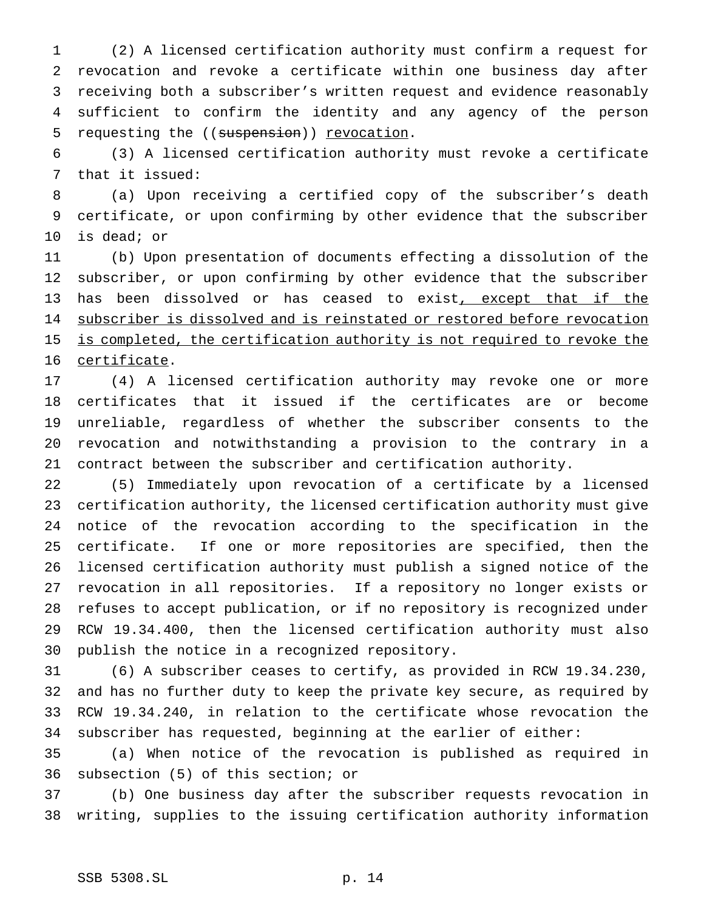(2) A licensed certification authority must confirm a request for revocation and revoke a certificate within one business day after receiving both a subscriber's written request and evidence reasonably sufficient to confirm the identity and any agency of the person requesting the ((~~suspension~~)) revocation.

(3) A licensed certification authority must revoke a certificate that it issued:

(a) Upon receiving a certified copy of the subscriber's death certificate, or upon confirming by other evidence that the subscriber is dead; or

(b) Upon presentation of documents effecting a dissolution of the subscriber, or upon confirming by other evidence that the subscriber has been dissolved or has ceased to exist, except that if the subscriber is dissolved and is reinstated or restored before revocation is completed, the certification authority is not required to revoke the certificate.

(4) A licensed certification authority may revoke one or more certificates that it issued if the certificates are or become unreliable, regardless of whether the subscriber consents to the revocation and notwithstanding a provision to the contrary in a contract between the subscriber and certification authority.

(5) Immediately upon revocation of a certificate by a licensed certification authority, the licensed certification authority must give notice of the revocation according to the specification in the certificate. If one or more repositories are specified, then the licensed certification authority must publish a signed notice of the revocation in all repositories. If a repository no longer exists or refuses to accept publication, or if no repository is recognized under RCW 19.34.400, then the licensed certification authority must also publish the notice in a recognized repository.

(6) A subscriber ceases to certify, as provided in RCW 19.34.230, and has no further duty to keep the private key secure, as required by RCW 19.34.240, in relation to the certificate whose revocation the subscriber has requested, beginning at the earlier of either:

(a) When notice of the revocation is published as required in subsection (5) of this section; or

(b) One business day after the subscriber requests revocation in writing, supplies to the issuing certification authority information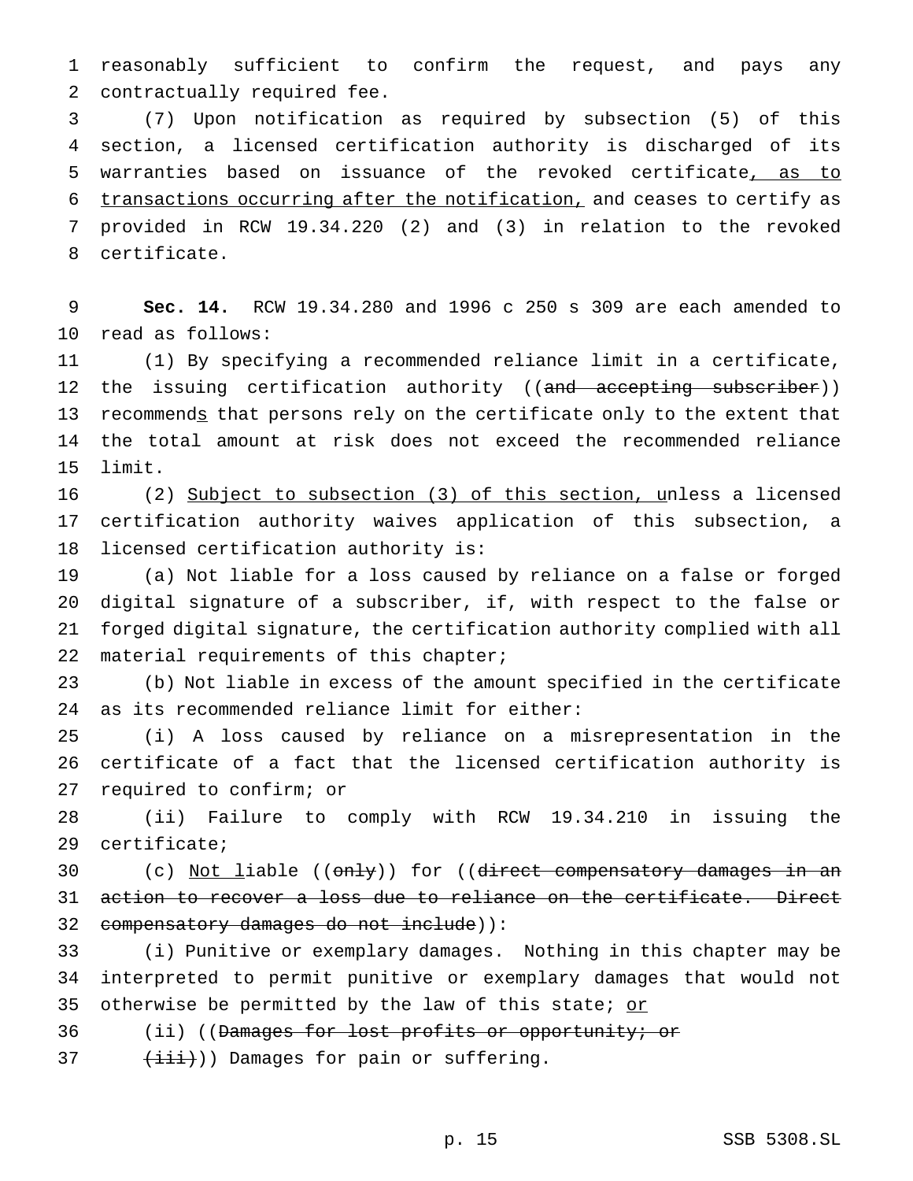reasonably sufficient to confirm the request, and pays any contractually required fee.

(7) Upon notification as required by subsection (5) of this section, a licensed certification authority is discharged of its warranties based on issuance of the revoked certificate, as to transactions occurring after the notification, and ceases to certify as provided in RCW 19.34.220 (2) and (3) in relation to the revoked certificate.

**Sec. 14.** RCW 19.34.280 and 1996 c 250 s 309 are each amended to read as follows:

(1) By specifying a recommended reliance limit in a certificate, the issuing certification authority ((~~and accepting subscriber~~)) recommends that persons rely on the certificate only to the extent that the total amount at risk does not exceed the recommended reliance limit.

(2) Subject to subsection (3) of this section, unless a licensed certification authority waives application of this subsection, a licensed certification authority is:

(a) Not liable for a loss caused by reliance on a false or forged digital signature of a subscriber, if, with respect to the false or forged digital signature, the certification authority complied with all material requirements of this chapter;

(b) Not liable in excess of the amount specified in the certificate as its recommended reliance limit for either:

(i) A loss caused by reliance on a misrepresentation in the certificate of a fact that the licensed certification authority is required to confirm; or

(ii) Failure to comply with RCW 19.34.210 in issuing the certificate;

(c) Not liable ((~~only~~)) for ((~~direct compensatory damages in an action to recover a loss due to reliance on the certificate. Direct compensatory damages do not include~~)):

(i) Punitive or exemplary damages. Nothing in this chapter may be interpreted to permit punitive or exemplary damages that would not otherwise be permitted by the law of this state; or

(ii) ((~~Damages for lost profits or opportunity; or~~

~~(iii)~~)) Damages for pain or suffering.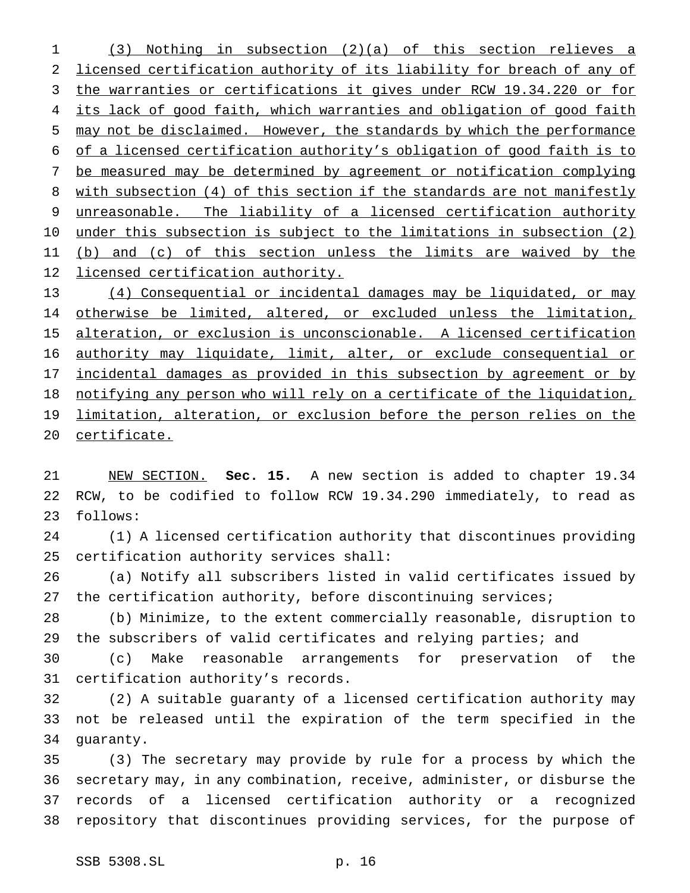(3) Nothing in subsection (2)(a) of this section relieves a licensed certification authority of its liability for breach of any of the warranties or certifications it gives under RCW 19.34.220 or for its lack of good faith, which warranties and obligation of good faith may not be disclaimed. However, the standards by which the performance of a licensed certification authority's obligation of good faith is to be measured may be determined by agreement or notification complying with subsection (4) of this section if the standards are not manifestly unreasonable. The liability of a licensed certification authority under this subsection is subject to the limitations in subsection (2) (b) and (c) of this section unless the limits are waived by the licensed certification authority.

(4) Consequential or incidental damages may be liquidated, or may otherwise be limited, altered, or excluded unless the limitation, alteration, or exclusion is unconscionable. A licensed certification authority may liquidate, limit, alter, or exclude consequential or incidental damages as provided in this subsection by agreement or by notifying any person who will rely on a certificate of the liquidation, limitation, alteration, or exclusion before the person relies on the certificate.

NEW SECTION. **Sec. 15.** A new section is added to chapter 19.34 RCW, to be codified to follow RCW 19.34.290 immediately, to read as follows:

(1) A licensed certification authority that discontinues providing certification authority services shall:

(a) Notify all subscribers listed in valid certificates issued by the certification authority, before discontinuing services;

(b) Minimize, to the extent commercially reasonable, disruption to the subscribers of valid certificates and relying parties; and

(c) Make reasonable arrangements for preservation of the certification authority's records.

(2) A suitable guaranty of a licensed certification authority may not be released until the expiration of the term specified in the guaranty.

(3) The secretary may provide by rule for a process by which the secretary may, in any combination, receive, administer, or disburse the records of a licensed certification authority or a recognized repository that discontinues providing services, for the purpose of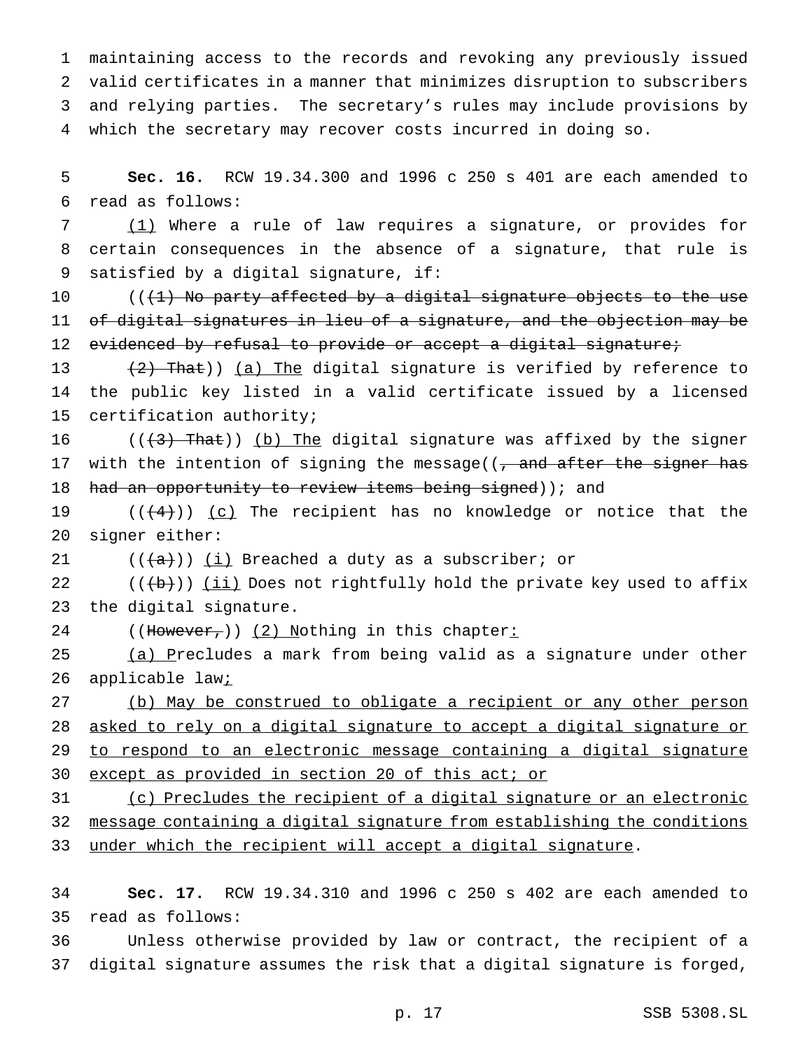maintaining access to the records and revoking any previously issued valid certificates in a manner that minimizes disruption to subscribers and relying parties. The secretary's rules may include provisions by which the secretary may recover costs incurred in doing so.

**Sec. 16.** RCW 19.34.300 and 1996 c 250 s 401 are each amended to read as follows:

(1) Where a rule of law requires a signature, or provides for certain consequences in the absence of a signature, that rule is satisfied by a digital signature, if:

(((1) No party affected by a digital signature objects to the use of digital signatures in lieu of a signature, and the objection may be evidenced by refusal to provide or accept a digital signature;

(2) That)) (a) The digital signature is verified by reference to the public key listed in a valid certificate issued by a licensed certification authority;

(((3) That)) (b) The digital signature was affixed by the signer with the intention of signing the message((, and after the signer has had an opportunity to review items being signed)); and

(((4))) (c) The recipient has no knowledge or notice that the signer either:

(((a))) (i) Breached a duty as a subscriber; or

(((b))) (ii) Does not rightfully hold the private key used to affix the digital signature.

((However,)) (2) Nothing in this chapter:

(a) Precludes a mark from being valid as a signature under other applicable law;

(b) May be construed to obligate a recipient or any other person asked to rely on a digital signature to accept a digital signature or to respond to an electronic message containing a digital signature except as provided in section 20 of this act; or

(c) Precludes the recipient of a digital signature or an electronic message containing a digital signature from establishing the conditions under which the recipient will accept a digital signature.

**Sec. 17.** RCW 19.34.310 and 1996 c 250 s 402 are each amended to read as follows:

Unless otherwise provided by law or contract, the recipient of a digital signature assumes the risk that a digital signature is forged,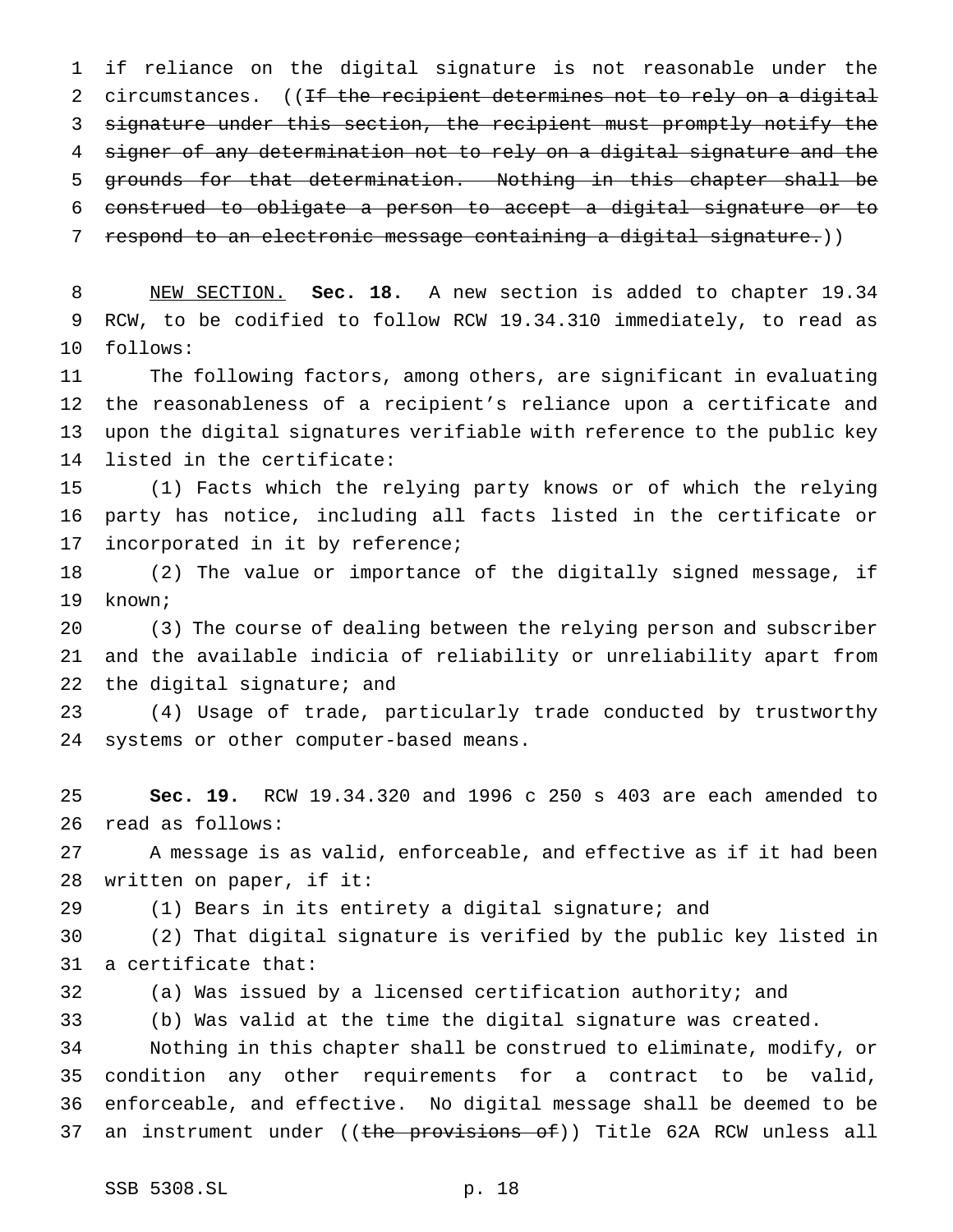if reliance on the digital signature is not reasonable under the circumstances. ((~~If the recipient determines not to rely on a digital signature under this section, the recipient must promptly notify the signer of any determination not to rely on a digital signature and the grounds for that determination. Nothing in this chapter shall be construed to obligate a person to accept a digital signature or to respond to an electronic message containing a digital signature.~~))

NEW SECTION. **Sec. 18.** A new section is added to chapter 19.34 RCW, to be codified to follow RCW 19.34.310 immediately, to read as follows:

The following factors, among others, are significant in evaluating the reasonableness of a recipient's reliance upon a certificate and upon the digital signatures verifiable with reference to the public key listed in the certificate:

(1) Facts which the relying party knows or of which the relying party has notice, including all facts listed in the certificate or incorporated in it by reference;

(2) The value or importance of the digitally signed message, if known;

(3) The course of dealing between the relying person and subscriber and the available indicia of reliability or unreliability apart from the digital signature; and

(4) Usage of trade, particularly trade conducted by trustworthy systems or other computer-based means.

**Sec. 19.** RCW 19.34.320 and 1996 c 250 s 403 are each amended to read as follows:

A message is as valid, enforceable, and effective as if it had been written on paper, if it:

(1) Bears in its entirety a digital signature; and

(2) That digital signature is verified by the public key listed in a certificate that:

(a) Was issued by a licensed certification authority; and

(b) Was valid at the time the digital signature was created.

Nothing in this chapter shall be construed to eliminate, modify, or condition any other requirements for a contract to be valid, enforceable, and effective. No digital message shall be deemed to be an instrument under ((~~the provisions of~~)) Title 62A RCW unless all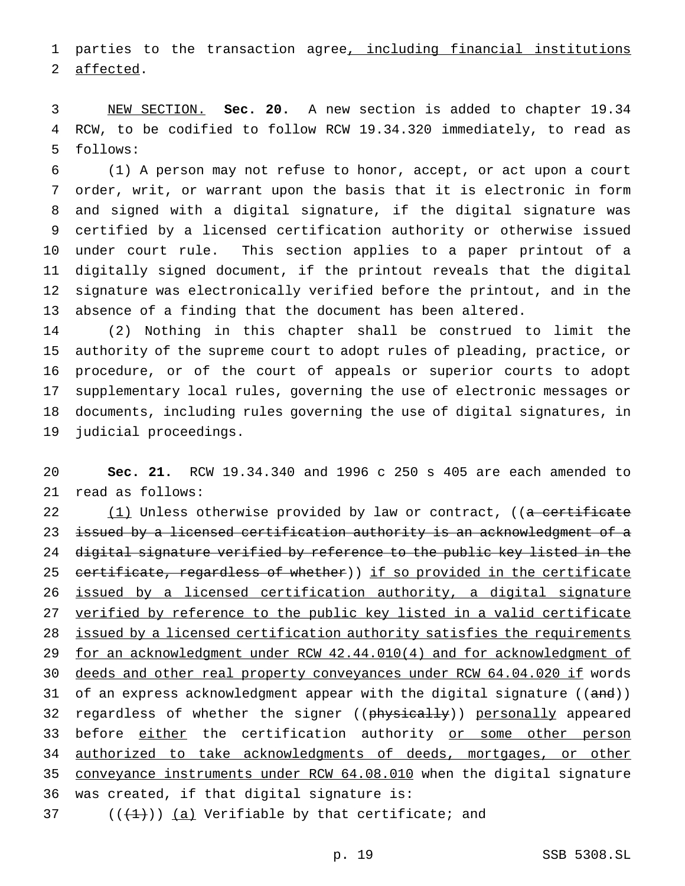parties to the transaction agree, including financial institutions affected.

NEW SECTION. **Sec. 20.** A new section is added to chapter 19.34 RCW, to be codified to follow RCW 19.34.320 immediately, to read as follows:

(1) A person may not refuse to honor, accept, or act upon a court order, writ, or warrant upon the basis that it is electronic in form and signed with a digital signature, if the digital signature was certified by a licensed certification authority or otherwise issued under court rule. This section applies to a paper printout of a digitally signed document, if the printout reveals that the digital signature was electronically verified before the printout, and in the absence of a finding that the document has been altered.

(2) Nothing in this chapter shall be construed to limit the authority of the supreme court to adopt rules of pleading, practice, or procedure, or of the court of appeals or superior courts to adopt supplementary local rules, governing the use of electronic messages or documents, including rules governing the use of digital signatures, in judicial proceedings.

**Sec. 21.** RCW 19.34.340 and 1996 c 250 s 405 are each amended to read as follows:

(1) Unless otherwise provided by law or contract, ((~~a certificate issued by a licensed certification authority is an acknowledgment of a digital signature verified by reference to the public key listed in the certificate, regardless of whether~~)) if so provided in the certificate issued by a licensed certification authority, a digital signature verified by reference to the public key listed in a valid certificate issued by a licensed certification authority satisfies the requirements for an acknowledgment under RCW 42.44.010(4) and for acknowledgment of deeds and other real property conveyances under RCW 64.04.020 if words of an express acknowledgment appear with the digital signature ((~~and~~)) regardless of whether the signer ((~~physically~~)) personally appeared before either the certification authority or some other person authorized to take acknowledgments of deeds, mortgages, or other conveyance instruments under RCW 64.08.010 when the digital signature was created, if that digital signature is:

((~~(1)~~)) (a) Verifiable by that certificate; and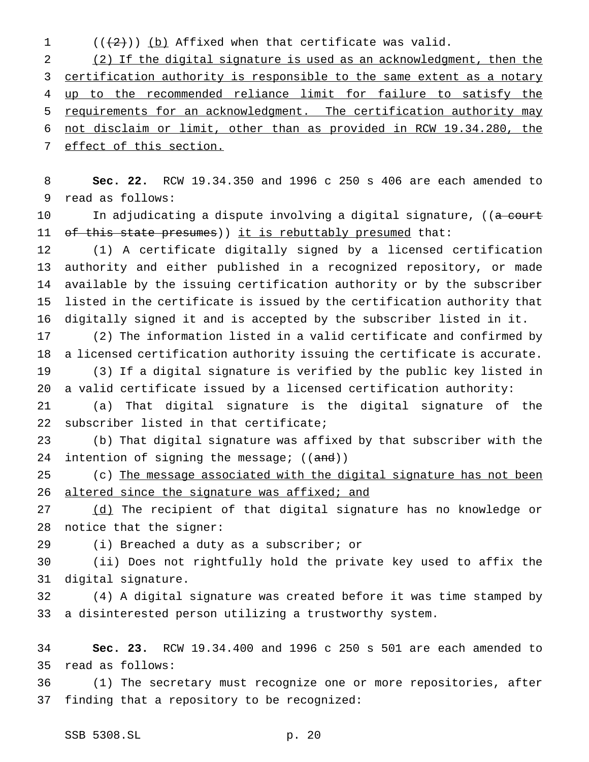(((2))) (b) Affixed when that certificate was valid.

(2) If the digital signature is used as an acknowledgment, then the certification authority is responsible to the same extent as a notary up to the recommended reliance limit for failure to satisfy the requirements for an acknowledgment. The certification authority may not disclaim or limit, other than as provided in RCW 19.34.280, the effect of this section.

**Sec. 22.** RCW 19.34.350 and 1996 c 250 s 406 are each amended to read as follows:

In adjudicating a dispute involving a digital signature, ((~~a court of this state presumes~~)) it is rebuttably presumed that:

(1) A certificate digitally signed by a licensed certification authority and either published in a recognized repository, or made available by the issuing certification authority or by the subscriber listed in the certificate is issued by the certification authority that digitally signed it and is accepted by the subscriber listed in it.

(2) The information listed in a valid certificate and confirmed by a licensed certification authority issuing the certificate is accurate.

(3) If a digital signature is verified by the public key listed in a valid certificate issued by a licensed certification authority:

(a) That digital signature is the digital signature of the subscriber listed in that certificate;

(b) That digital signature was affixed by that subscriber with the intention of signing the message; ((~~and~~))

(c) The message associated with the digital signature has not been altered since the signature was affixed; and

(d) The recipient of that digital signature has no knowledge or notice that the signer:

(i) Breached a duty as a subscriber; or

(ii) Does not rightfully hold the private key used to affix the digital signature.

(4) A digital signature was created before it was time stamped by a disinterested person utilizing a trustworthy system.

**Sec. 23.** RCW 19.34.400 and 1996 c 250 s 501 are each amended to read as follows:

(1) The secretary must recognize one or more repositories, after finding that a repository to be recognized: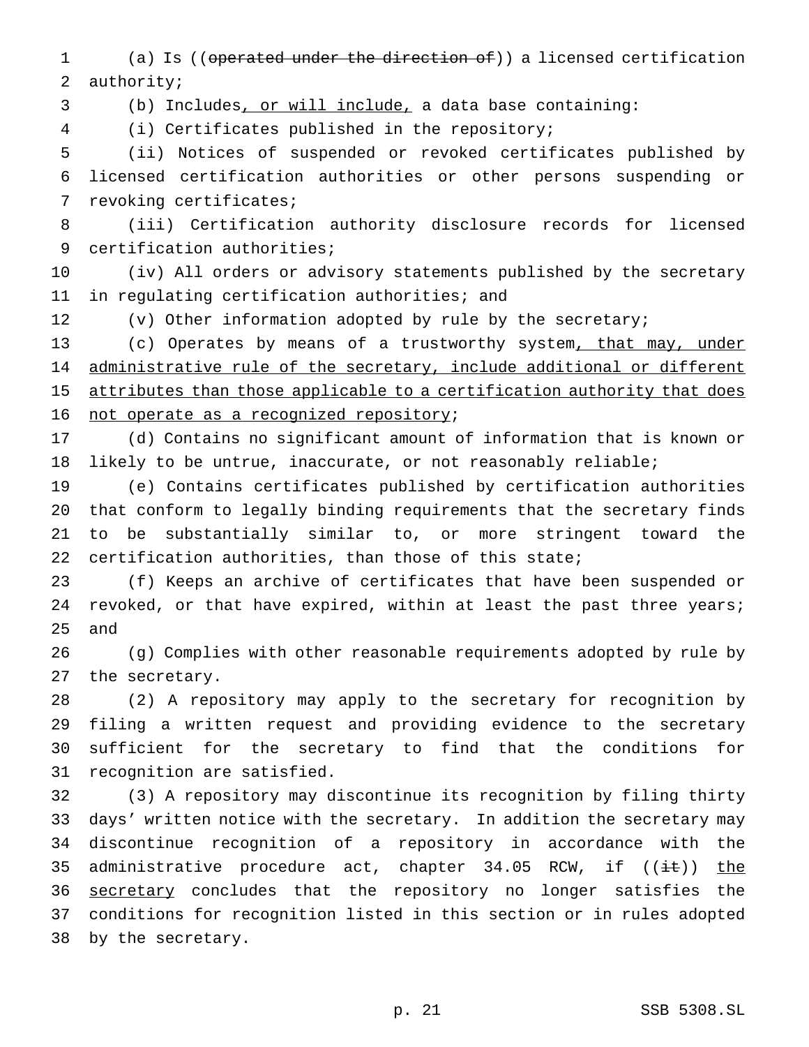(a) Is ((~~operated under the direction of~~)) a licensed certification authority;

(b) Includes<u>, or will include,</u> a data base containing:

(i) Certificates published in the repository;

(ii) Notices of suspended or revoked certificates published by licensed certification authorities or other persons suspending or revoking certificates;

(iii) Certification authority disclosure records for licensed certification authorities;

(iv) All orders or advisory statements published by the secretary in regulating certification authorities; and

(v) Other information adopted by rule by the secretary;

(c) Operates by means of a trustworthy system<u>, that may, under administrative rule of the secretary, include additional or different attributes than those applicable to a certification authority that does not operate as a recognized repository</u>;

(d) Contains no significant amount of information that is known or likely to be untrue, inaccurate, or not reasonably reliable;

(e) Contains certificates published by certification authorities that conform to legally binding requirements that the secretary finds to be substantially similar to, or more stringent toward the certification authorities, than those of this state;

(f) Keeps an archive of certificates that have been suspended or revoked, or that have expired, within at least the past three years; and

(g) Complies with other reasonable requirements adopted by rule by the secretary.

(2) A repository may apply to the secretary for recognition by filing a written request and providing evidence to the secretary sufficient for the secretary to find that the conditions for recognition are satisfied.

(3) A repository may discontinue its recognition by filing thirty days' written notice with the secretary. In addition the secretary may discontinue recognition of a repository in accordance with the administrative procedure act, chapter 34.05 RCW, if ((~~it~~)) <u>the secretary</u> concludes that the repository no longer satisfies the conditions for recognition listed in this section or in rules adopted by the secretary.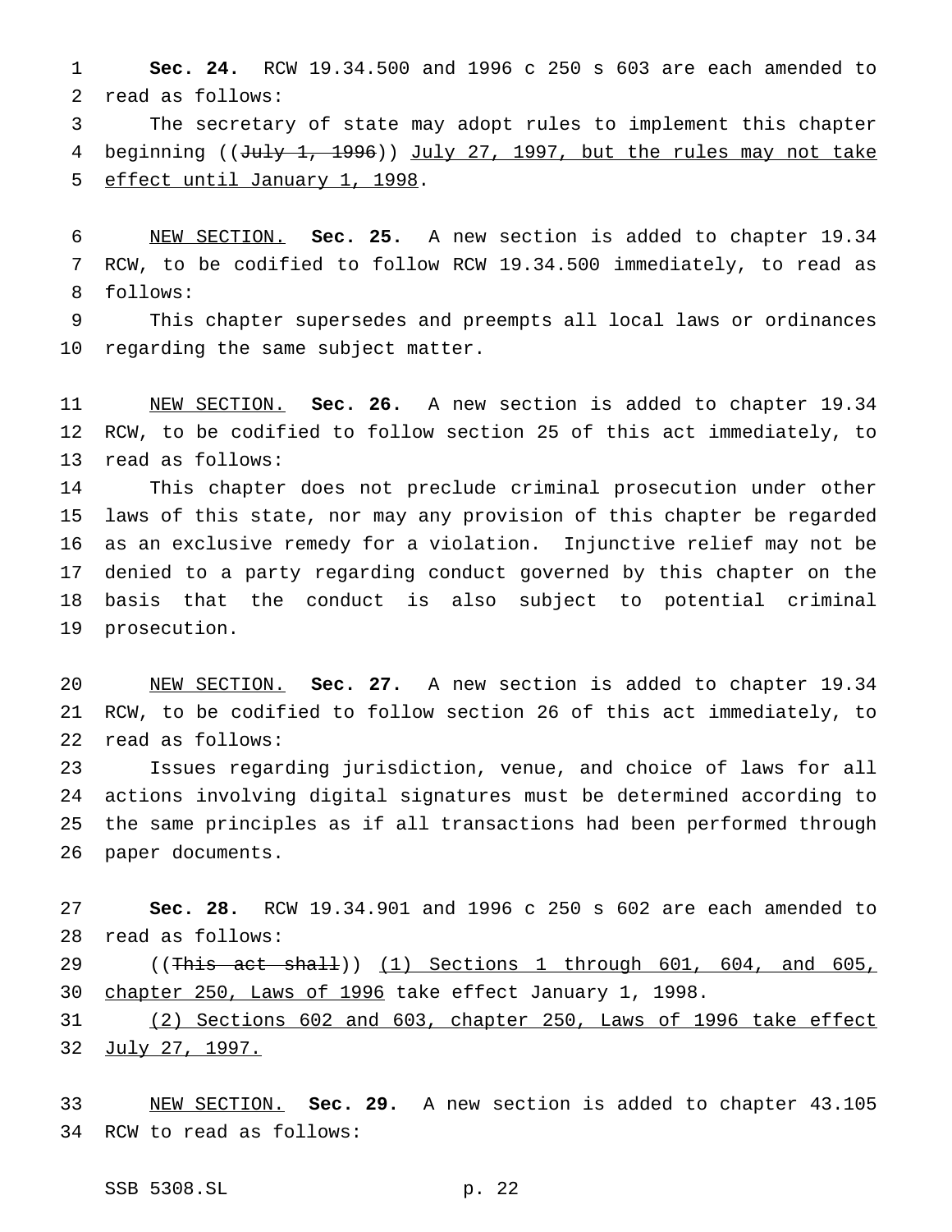**Sec. 24.** RCW 19.34.500 and 1996 c 250 s 603 are each amended to read as follows:

The secretary of state may adopt rules to implement this chapter beginning ((~~July 1, 1996~~)) <u>July 27, 1997, but the rules may not take effect until January 1, 1998</u>.

<u>NEW SECTION.</u> **Sec. 25.** A new section is added to chapter 19.34 RCW, to be codified to follow RCW 19.34.500 immediately, to read as follows:

This chapter supersedes and preempts all local laws or ordinances regarding the same subject matter.

<u>NEW SECTION.</u> **Sec. 26.** A new section is added to chapter 19.34 RCW, to be codified to follow section 25 of this act immediately, to read as follows:

This chapter does not preclude criminal prosecution under other laws of this state, nor may any provision of this chapter be regarded as an exclusive remedy for a violation. Injunctive relief may not be denied to a party regarding conduct governed by this chapter on the basis that the conduct is also subject to potential criminal prosecution.

<u>NEW SECTION.</u> **Sec. 27.** A new section is added to chapter 19.34 RCW, to be codified to follow section 26 of this act immediately, to read as follows:

Issues regarding jurisdiction, venue, and choice of laws for all actions involving digital signatures must be determined according to the same principles as if all transactions had been performed through paper documents.

**Sec. 28.** RCW 19.34.901 and 1996 c 250 s 602 are each amended to read as follows:

((~~This act shall~~)) <u>(1) Sections 1 through 601, 604, and 605, chapter 250, Laws of 1996</u> take effect January 1, 1998.

<u>(2) Sections 602 and 603, chapter 250, Laws of 1996 take effect July 27, 1997.</u>

<u>NEW SECTION.</u> **Sec. 29.** A new section is added to chapter 43.105 RCW to read as follows: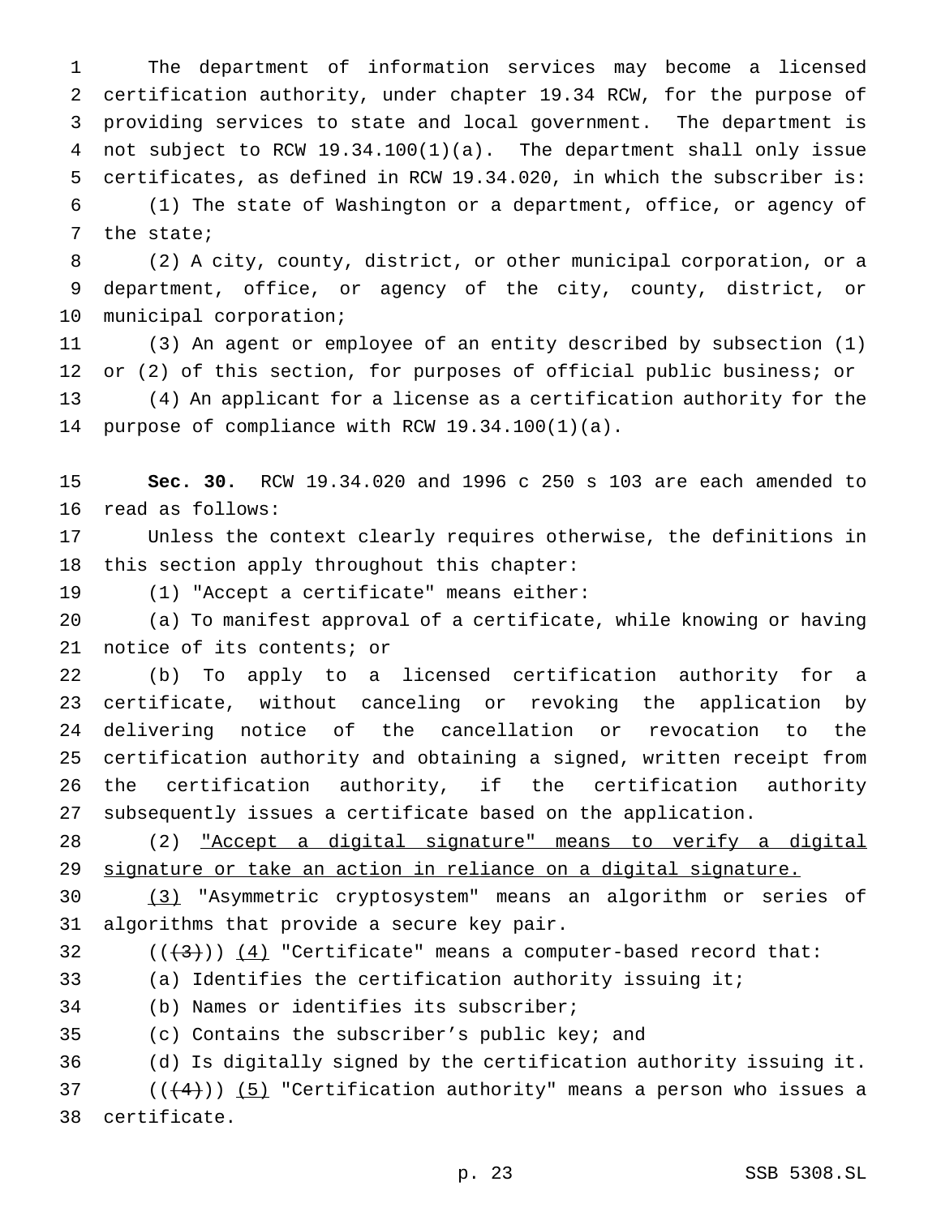The department of information services may become a licensed certification authority, under chapter 19.34 RCW, for the purpose of providing services to state and local government. The department is not subject to RCW 19.34.100(1)(a). The department shall only issue certificates, as defined in RCW 19.34.020, in which the subscriber is:

(1) The state of Washington or a department, office, or agency of the state;

(2) A city, county, district, or other municipal corporation, or a department, office, or agency of the city, county, district, or municipal corporation;

(3) An agent or employee of an entity described by subsection (1) or (2) of this section, for purposes of official public business; or

(4) An applicant for a license as a certification authority for the purpose of compliance with RCW 19.34.100(1)(a).

**Sec. 30.** RCW 19.34.020 and 1996 c 250 s 103 are each amended to read as follows:

Unless the context clearly requires otherwise, the definitions in this section apply throughout this chapter:

(1) "Accept a certificate" means either:

(a) To manifest approval of a certificate, while knowing or having notice of its contents; or

(b) To apply to a licensed certification authority for a certificate, without canceling or revoking the application by delivering notice of the cancellation or revocation to the certification authority and obtaining a signed, written receipt from the certification authority, if the certification authority subsequently issues a certificate based on the application.

(2) <u>"Accept a digital signature" means to verify a digital signature or take an action in reliance on a digital signature.</u>

<u>(3)</u> "Asymmetric cryptosystem" means an algorithm or series of algorithms that provide a secure key pair.

((~~(3)~~)) <u>(4)</u> "Certificate" means a computer-based record that:

(a) Identifies the certification authority issuing it;

(b) Names or identifies its subscriber;

(c) Contains the subscriber's public key; and

(d) Is digitally signed by the certification authority issuing it.

((~~(4)~~)) <u>(5)</u> "Certification authority" means a person who issues a certificate.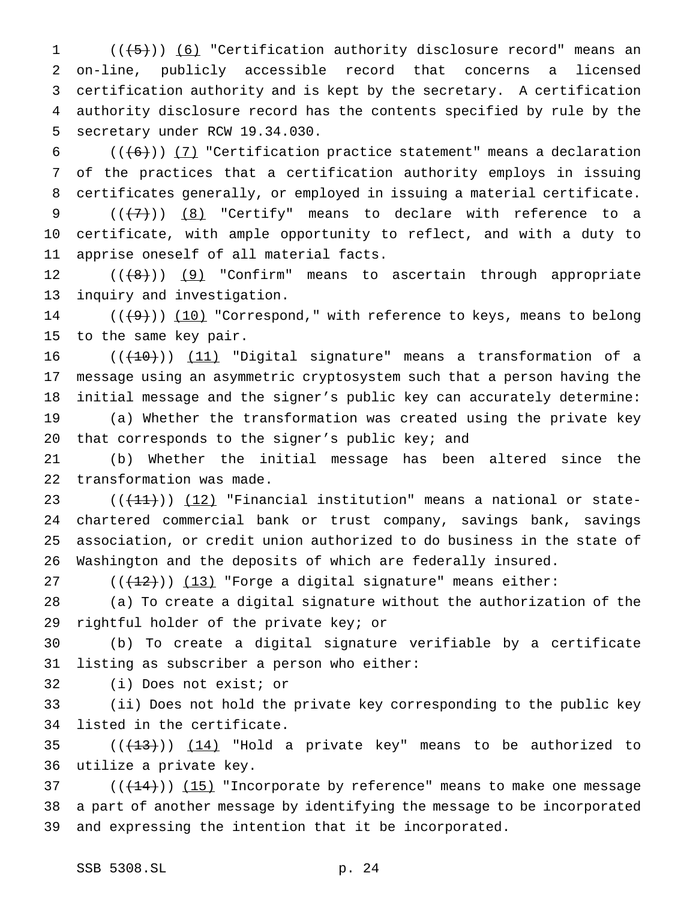((~~(5)~~)) <u>(6)</u> "Certification authority disclosure record" means an on-line, publicly accessible record that concerns a licensed certification authority and is kept by the secretary. A certification authority disclosure record has the contents specified by rule by the secretary under RCW 19.34.030.

((~~(6)~~)) <u>(7)</u> "Certification practice statement" means a declaration of the practices that a certification authority employs in issuing certificates generally, or employed in issuing a material certificate.

((~~(7)~~)) <u>(8)</u> "Certify" means to declare with reference to a certificate, with ample opportunity to reflect, and with a duty to apprise oneself of all material facts.

((~~(8)~~)) <u>(9)</u> "Confirm" means to ascertain through appropriate inquiry and investigation.

((~~(9)~~)) <u>(10)</u> "Correspond," with reference to keys, means to belong to the same key pair.

((~~(10)~~)) <u>(11)</u> "Digital signature" means a transformation of a message using an asymmetric cryptosystem such that a person having the initial message and the signer's public key can accurately determine:

(a) Whether the transformation was created using the private key that corresponds to the signer's public key; and

(b) Whether the initial message has been altered since the transformation was made.

((~~(11)~~)) <u>(12)</u> "Financial institution" means a national or state-chartered commercial bank or trust company, savings bank, savings association, or credit union authorized to do business in the state of Washington and the deposits of which are federally insured.

((~~(12)~~)) <u>(13)</u> "Forge a digital signature" means either:

(a) To create a digital signature without the authorization of the rightful holder of the private key; or

(b) To create a digital signature verifiable by a certificate listing as subscriber a person who either:

(i) Does not exist; or

(ii) Does not hold the private key corresponding to the public key listed in the certificate.

((~~(13)~~)) <u>(14)</u> "Hold a private key" means to be authorized to utilize a private key.

((~~(14)~~)) <u>(15)</u> "Incorporate by reference" means to make one message a part of another message by identifying the message to be incorporated and expressing the intention that it be incorporated.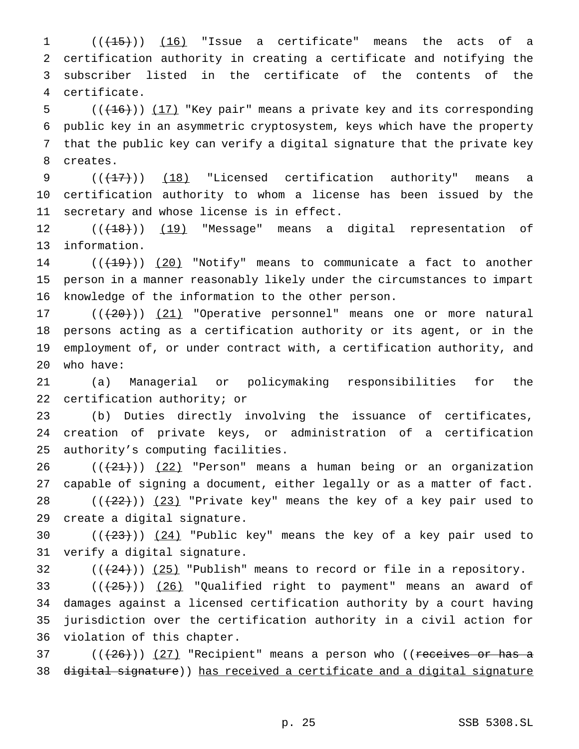(((15))) (16) "Issue a certificate" means the acts of a certification authority in creating a certificate and notifying the subscriber listed in the certificate of the contents of the certificate.

(((16))) (17) "Key pair" means a private key and its corresponding public key in an asymmetric cryptosystem, keys which have the property that the public key can verify a digital signature that the private key creates.

(((17))) (18) "Licensed certification authority" means a certification authority to whom a license has been issued by the secretary and whose license is in effect.

(((18))) (19) "Message" means a digital representation of information.

(((19))) (20) "Notify" means to communicate a fact to another person in a manner reasonably likely under the circumstances to impart knowledge of the information to the other person.

(((20))) (21) "Operative personnel" means one or more natural persons acting as a certification authority or its agent, or in the employment of, or under contract with, a certification authority, and who have:

(a) Managerial or policymaking responsibilities for the certification authority; or

(b) Duties directly involving the issuance of certificates, creation of private keys, or administration of a certification authority's computing facilities.

(((21))) (22) "Person" means a human being or an organization capable of signing a document, either legally or as a matter of fact.

(((22))) (23) "Private key" means the key of a key pair used to create a digital signature.

(((23))) (24) "Public key" means the key of a key pair used to verify a digital signature.

(((24))) (25) "Publish" means to record or file in a repository.

(((25))) (26) "Qualified right to payment" means an award of damages against a licensed certification authority by a court having jurisdiction over the certification authority in a civil action for violation of this chapter.

(((26))) (27) "Recipient" means a person who ((receives or has a digital signature)) has received a certificate and a digital signature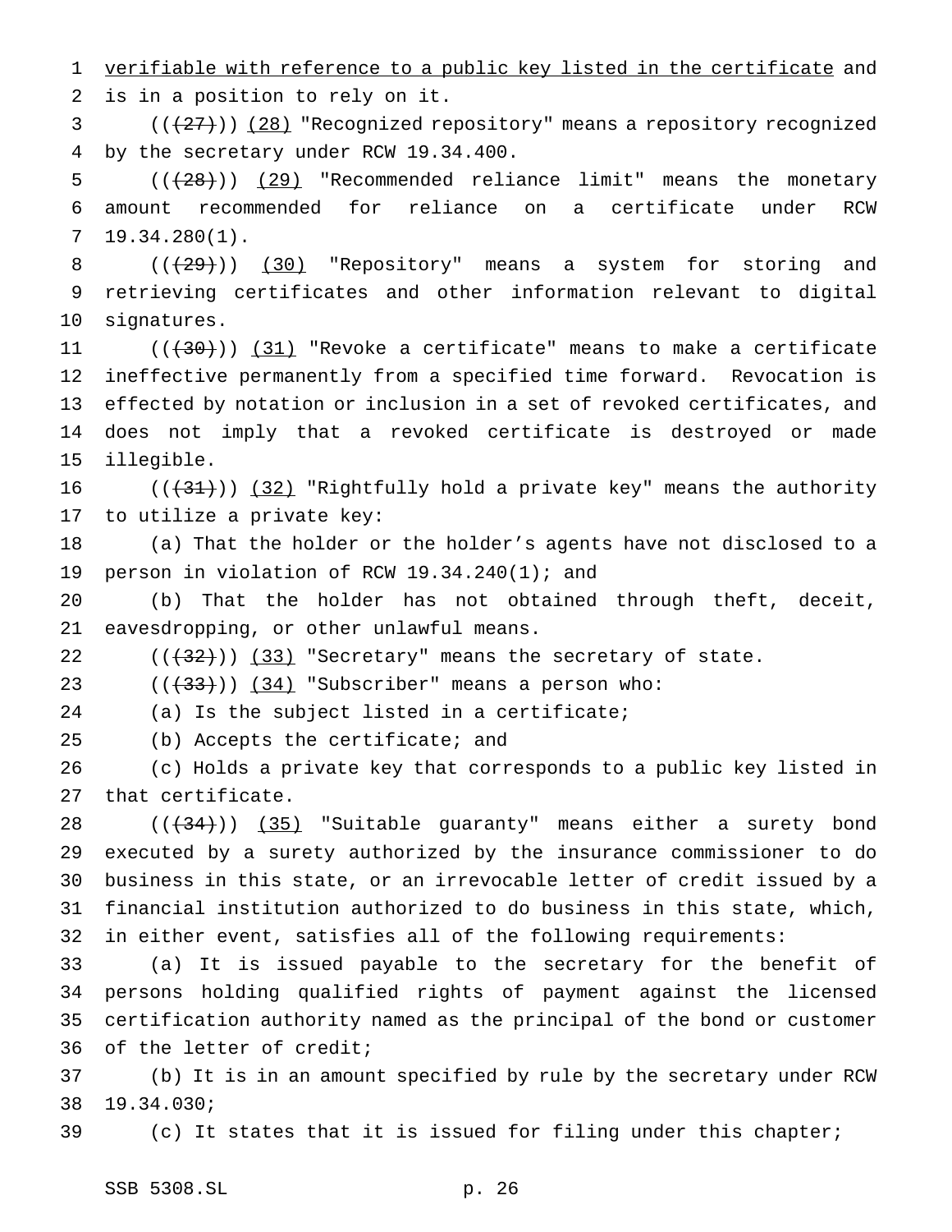verifiable with reference to a public key listed in the certificate and is in a position to rely on it.

((~~(27)~~)) (28) "Recognized repository" means a repository recognized by the secretary under RCW 19.34.400.

((~~(28)~~)) (29) "Recommended reliance limit" means the monetary amount recommended for reliance on a certificate under RCW 19.34.280(1).

((~~(29)~~)) (30) "Repository" means a system for storing and retrieving certificates and other information relevant to digital signatures.

((~~(30)~~)) (31) "Revoke a certificate" means to make a certificate ineffective permanently from a specified time forward. Revocation is effected by notation or inclusion in a set of revoked certificates, and does not imply that a revoked certificate is destroyed or made illegible.

((~~(31)~~)) (32) "Rightfully hold a private key" means the authority to utilize a private key:

(a) That the holder or the holder's agents have not disclosed to a person in violation of RCW 19.34.240(1); and

(b) That the holder has not obtained through theft, deceit, eavesdropping, or other unlawful means.

((~~(32)~~)) (33) "Secretary" means the secretary of state.

((~~(33)~~)) (34) "Subscriber" means a person who:

(a) Is the subject listed in a certificate;

(b) Accepts the certificate; and

(c) Holds a private key that corresponds to a public key listed in that certificate.

((~~(34)~~)) (35) "Suitable guaranty" means either a surety bond executed by a surety authorized by the insurance commissioner to do business in this state, or an irrevocable letter of credit issued by a financial institution authorized to do business in this state, which, in either event, satisfies all of the following requirements:

(a) It is issued payable to the secretary for the benefit of persons holding qualified rights of payment against the licensed certification authority named as the principal of the bond or customer of the letter of credit;

(b) It is in an amount specified by rule by the secretary under RCW 19.34.030;

(c) It states that it is issued for filing under this chapter;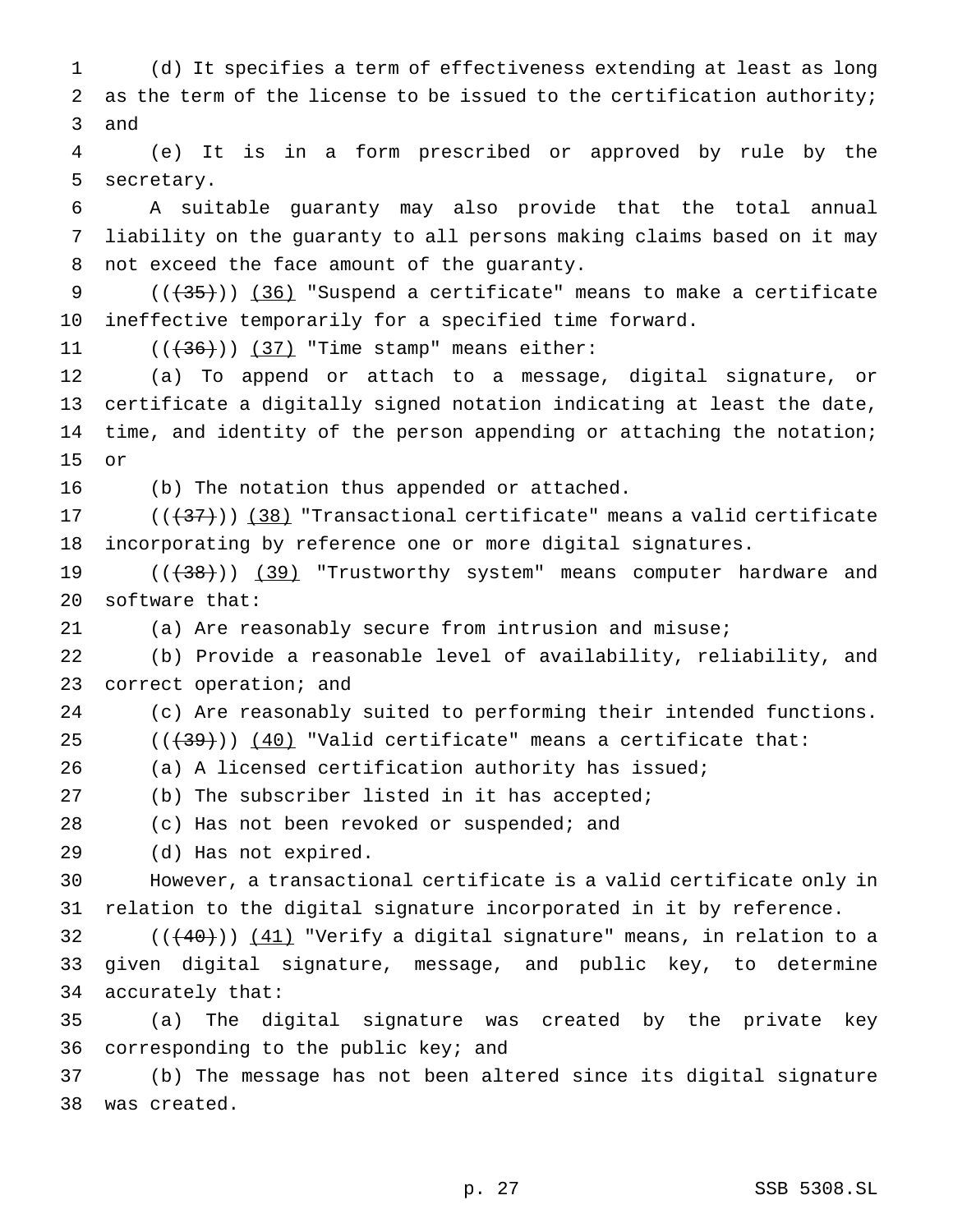(d) It specifies a term of effectiveness extending at least as long as the term of the license to be issued to the certification authority; and

(e) It is in a form prescribed or approved by rule by the secretary.

A suitable guaranty may also provide that the total annual liability on the guaranty to all persons making claims based on it may not exceed the face amount of the guaranty.

~~((35))~~ (36) "Suspend a certificate" means to make a certificate ineffective temporarily for a specified time forward.

~~((36))~~ (37) "Time stamp" means either:

(a) To append or attach to a message, digital signature, or certificate a digitally signed notation indicating at least the date, time, and identity of the person appending or attaching the notation; or

(b) The notation thus appended or attached.

~~((37))~~ (38) "Transactional certificate" means a valid certificate incorporating by reference one or more digital signatures.

~~((38))~~ (39) "Trustworthy system" means computer hardware and software that:

(a) Are reasonably secure from intrusion and misuse;

(b) Provide a reasonable level of availability, reliability, and correct operation; and

(c) Are reasonably suited to performing their intended functions.

~~((39))~~ (40) "Valid certificate" means a certificate that:

(a) A licensed certification authority has issued;

(b) The subscriber listed in it has accepted;

(c) Has not been revoked or suspended; and

(d) Has not expired.

However, a transactional certificate is a valid certificate only in relation to the digital signature incorporated in it by reference.

~~((40))~~ (41) "Verify a digital signature" means, in relation to a given digital signature, message, and public key, to determine accurately that:

(a) The digital signature was created by the private key corresponding to the public key; and

(b) The message has not been altered since its digital signature was created.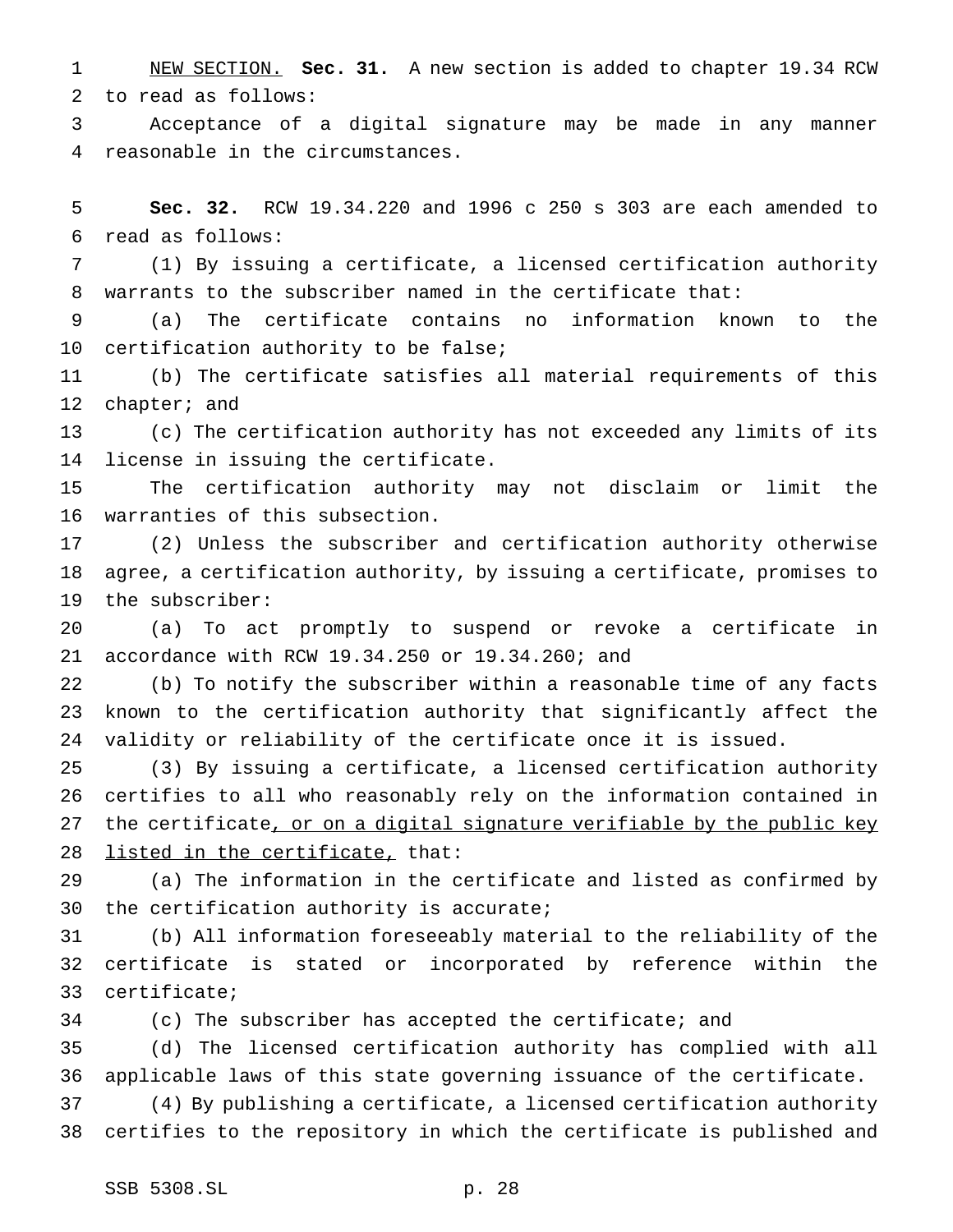NEW SECTION. **Sec. 31.** A new section is added to chapter 19.34 RCW to read as follows:

Acceptance of a digital signature may be made in any manner reasonable in the circumstances.

**Sec. 32.** RCW 19.34.220 and 1996 c 250 s 303 are each amended to read as follows:

(1) By issuing a certificate, a licensed certification authority warrants to the subscriber named in the certificate that:

(a) The certificate contains no information known to the certification authority to be false;

(b) The certificate satisfies all material requirements of this chapter; and

(c) The certification authority has not exceeded any limits of its license in issuing the certificate.

The certification authority may not disclaim or limit the warranties of this subsection.

(2) Unless the subscriber and certification authority otherwise agree, a certification authority, by issuing a certificate, promises to the subscriber:

(a) To act promptly to suspend or revoke a certificate in accordance with RCW 19.34.250 or 19.34.260; and

(b) To notify the subscriber within a reasonable time of any facts known to the certification authority that significantly affect the validity or reliability of the certificate once it is issued.

(3) By issuing a certificate, a licensed certification authority certifies to all who reasonably rely on the information contained in the certificate, or on a digital signature verifiable by the public key listed in the certificate, that:

(a) The information in the certificate and listed as confirmed by the certification authority is accurate;

(b) All information foreseeably material to the reliability of the certificate is stated or incorporated by reference within the certificate;

(c) The subscriber has accepted the certificate; and

(d) The licensed certification authority has complied with all applicable laws of this state governing issuance of the certificate.

(4) By publishing a certificate, a licensed certification authority certifies to the repository in which the certificate is published and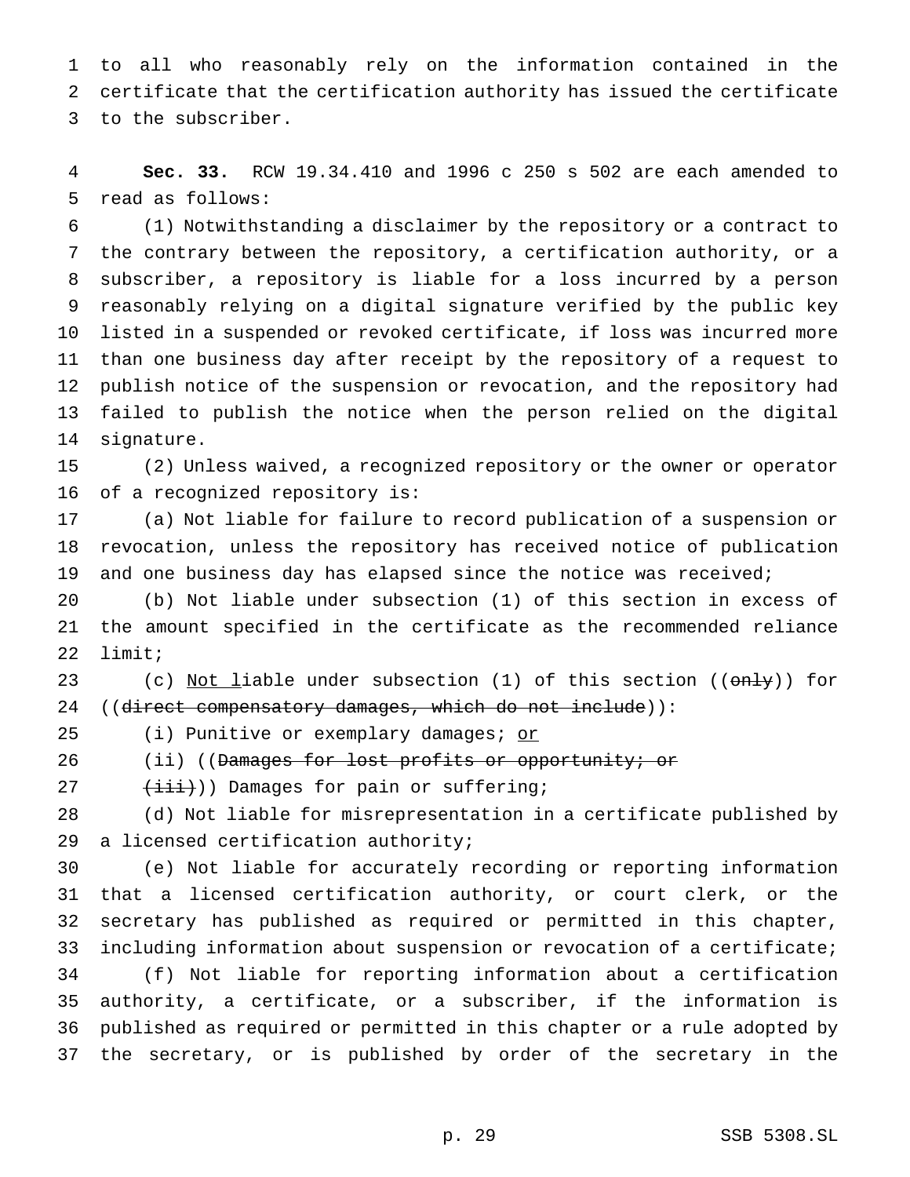to all who reasonably rely on the information contained in the certificate that the certification authority has issued the certificate to the subscriber.

**Sec. 33.** RCW 19.34.410 and 1996 c 250 s 502 are each amended to read as follows:

(1) Notwithstanding a disclaimer by the repository or a contract to the contrary between the repository, a certification authority, or a subscriber, a repository is liable for a loss incurred by a person reasonably relying on a digital signature verified by the public key listed in a suspended or revoked certificate, if loss was incurred more than one business day after receipt by the repository of a request to publish notice of the suspension or revocation, and the repository had failed to publish the notice when the person relied on the digital signature.

(2) Unless waived, a recognized repository or the owner or operator of a recognized repository is:

(a) Not liable for failure to record publication of a suspension or revocation, unless the repository has received notice of publication and one business day has elapsed since the notice was received;

(b) Not liable under subsection (1) of this section in excess of the amount specified in the certificate as the recommended reliance limit;

(c) <u>Not l</u>iable under subsection (1) of this section ((~~only~~)) for ((~~direct compensatory damages, which do not include~~)):

(i) Punitive or exemplary damages; <u>or</u>

(ii) ((~~Damages for lost profits or opportunity; or~~

~~(iii)~~)) Damages for pain or suffering;

(d) Not liable for misrepresentation in a certificate published by a licensed certification authority;

(e) Not liable for accurately recording or reporting information that a licensed certification authority, or court clerk, or the secretary has published as required or permitted in this chapter, including information about suspension or revocation of a certificate;

(f) Not liable for reporting information about a certification authority, a certificate, or a subscriber, if the information is published as required or permitted in this chapter or a rule adopted by the secretary, or is published by order of the secretary in the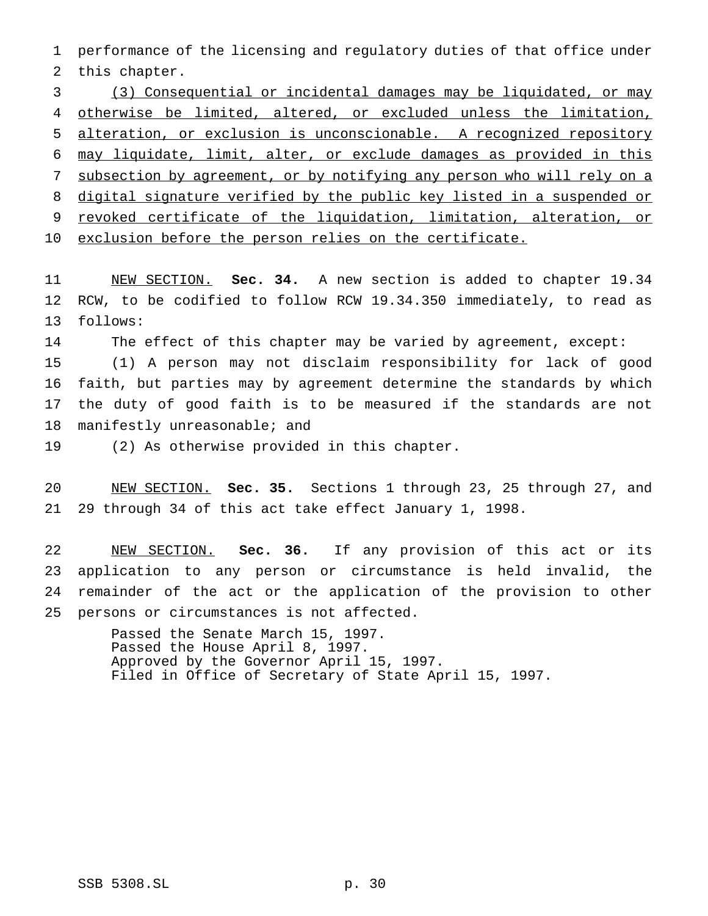performance of the licensing and regulatory duties of that office under this chapter.

(3) Consequential or incidental damages may be liquidated, or may otherwise be limited, altered, or excluded unless the limitation, alteration, or exclusion is unconscionable. A recognized repository may liquidate, limit, alter, or exclude damages as provided in this subsection by agreement, or by notifying any person who will rely on a digital signature verified by the public key listed in a suspended or revoked certificate of the liquidation, limitation, alteration, or exclusion before the person relies on the certificate.

NEW SECTION. **Sec. 34.** A new section is added to chapter 19.34 RCW, to be codified to follow RCW 19.34.350 immediately, to read as follows:

The effect of this chapter may be varied by agreement, except:

(1) A person may not disclaim responsibility for lack of good faith, but parties may by agreement determine the standards by which the duty of good faith is to be measured if the standards are not manifestly unreasonable; and

(2) As otherwise provided in this chapter.

NEW SECTION. **Sec. 35.** Sections 1 through 23, 25 through 27, and 29 through 34 of this act take effect January 1, 1998.

NEW SECTION. **Sec. 36.** If any provision of this act or its application to any person or circumstance is held invalid, the remainder of the act or the application of the provision to other persons or circumstances is not affected.

Passed the Senate March 15, 1997.
Passed the House April 8, 1997.
Approved by the Governor April 15, 1997.
Filed in Office of Secretary of State April 15, 1997.